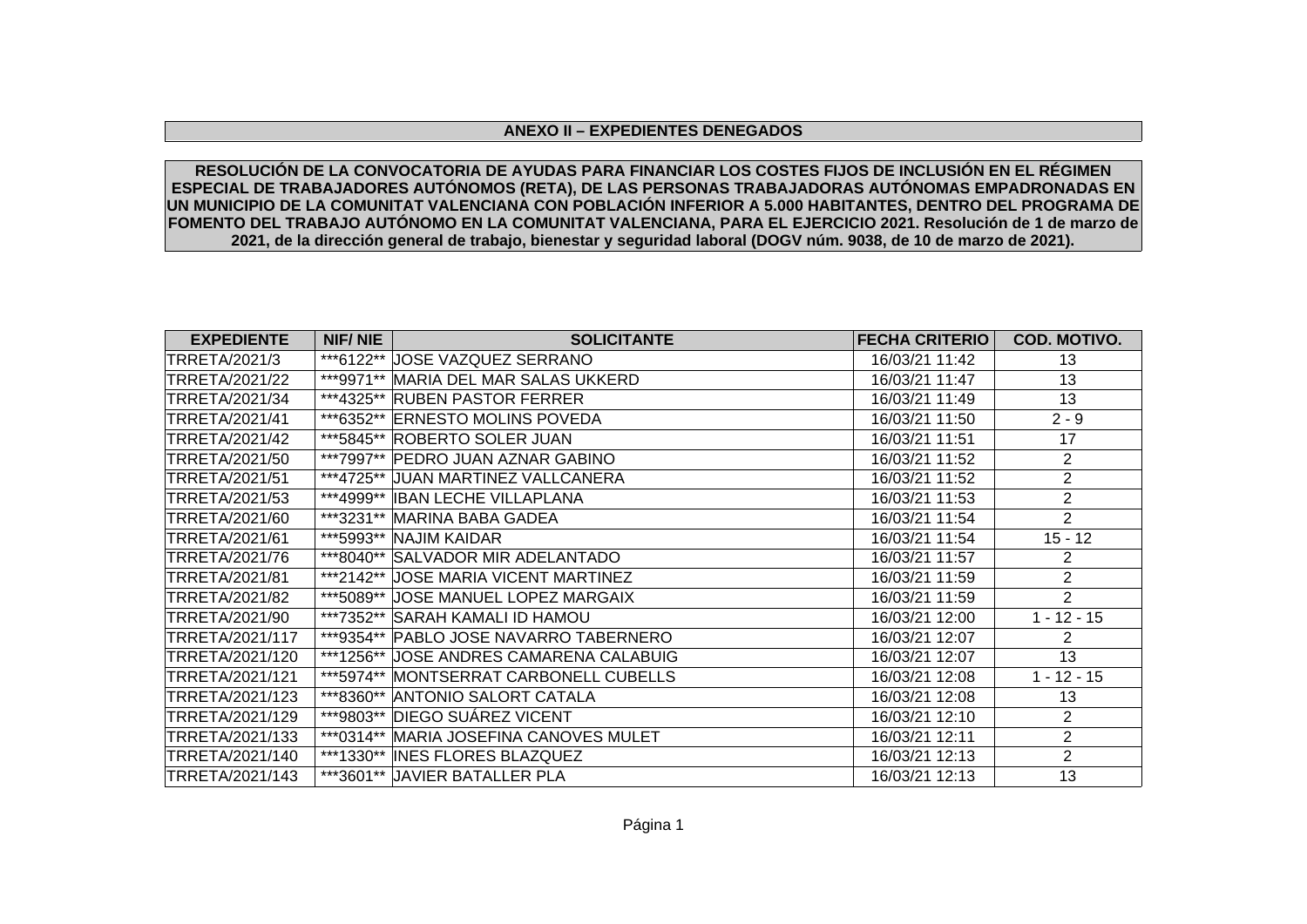**ANEXO II – EXPEDIENTES DENEGADOS**

**RESOLUCIÓN DE LA CONVOCATORIA DE AYUDAS PARA FINANCIAR LOS COSTES FIJOS DE INCLUSIÓN EN EL RÉGIMEN ESPECIAL DE TRABAJADORES AUTÓNOMOS (RETA), DE LAS PERSONAS TRABAJADORAS AUTÓNOMAS EMPADRONADAS EN UN MUNICIPIO DE LA COMUNITAT VALENCIANA CON POBLACIÓN INFERIOR A 5.000 HABITANTES, DENTRO DEL PROGRAMA DE FOMENTO DEL TRABAJO AUTÓNOMO EN LA COMUNITAT VALENCIANA, PARA EL EJERCICIO 2021. Resolución de 1 de marzo de 2021, de la dirección general de trabajo, bienestar y seguridad laboral (DOGV núm. 9038, de 10 de marzo de 2021).**

| EXPEDIENTE | NIF/ NIE | SOLICITANTE | FECHA CRITERIO | COD. MOTIVO. |
|---|---|---|---|---|
| TRRETA/2021/3 | ***6122** | JOSE VAZQUEZ SERRANO | 16/03/21 11:42 | 13 |
| TRRETA/2021/22 | ***9971** | MARIA DEL MAR SALAS UKKERD | 16/03/21 11:47 | 13 |
| TRRETA/2021/34 | ***4325** | RUBEN PASTOR FERRER | 16/03/21 11:49 | 13 |
| TRRETA/2021/41 | ***6352** | ERNESTO MOLINS POVEDA | 16/03/21 11:50 | 2 - 9 |
| TRRETA/2021/42 | ***5845** | ROBERTO SOLER JUAN | 16/03/21 11:51 | 17 |
| TRRETA/2021/50 | ***7997** | PEDRO JUAN AZNAR GABINO | 16/03/21 11:52 | 2 |
| TRRETA/2021/51 | ***4725** | JUAN MARTINEZ VALLCANERA | 16/03/21 11:52 | 2 |
| TRRETA/2021/53 | ***4999** | IBAN LECHE VILLAPLANA | 16/03/21 11:53 | 2 |
| TRRETA/2021/60 | ***3231** | MARINA BABA GADEA | 16/03/21 11:54 | 2 |
| TRRETA/2021/61 | ***5993** | NAJIM KAIDAR | 16/03/21 11:54 | 15 - 12 |
| TRRETA/2021/76 | ***8040** | SALVADOR MIR ADELANTADO | 16/03/21 11:57 | 2 |
| TRRETA/2021/81 | ***2142** | JOSE MARIA VICENT MARTINEZ | 16/03/21 11:59 | 2 |
| TRRETA/2021/82 | ***5089** | JOSE MANUEL LOPEZ MARGAIX | 16/03/21 11:59 | 2 |
| TRRETA/2021/90 | ***7352** | SARAH KAMALI ID HAMOU | 16/03/21 12:00 | 1 - 12 - 15 |
| TRRETA/2021/117 | ***9354** | PABLO JOSE NAVARRO TABERNERO | 16/03/21 12:07 | 2 |
| TRRETA/2021/120 | ***1256** | JOSE ANDRES CAMARENA CALABUIG | 16/03/21 12:07 | 13 |
| TRRETA/2021/121 | ***5974** | MONTSERRAT CARBONELL CUBELLS | 16/03/21 12:08 | 1 - 12 - 15 |
| TRRETA/2021/123 | ***8360** | ANTONIO SALORT CATALA | 16/03/21 12:08 | 13 |
| TRRETA/2021/129 | ***9803** | DIEGO SUÁREZ VICENT | 16/03/21 12:10 | 2 |
| TRRETA/2021/133 | ***0314** | MARIA JOSEFINA CANOVES MULET | 16/03/21 12:11 | 2 |
| TRRETA/2021/140 | ***1330** | INES FLORES BLAZQUEZ | 16/03/21 12:13 | 2 |
| TRRETA/2021/143 | ***3601** | JAVIER BATALLER PLA | 16/03/21 12:13 | 13 |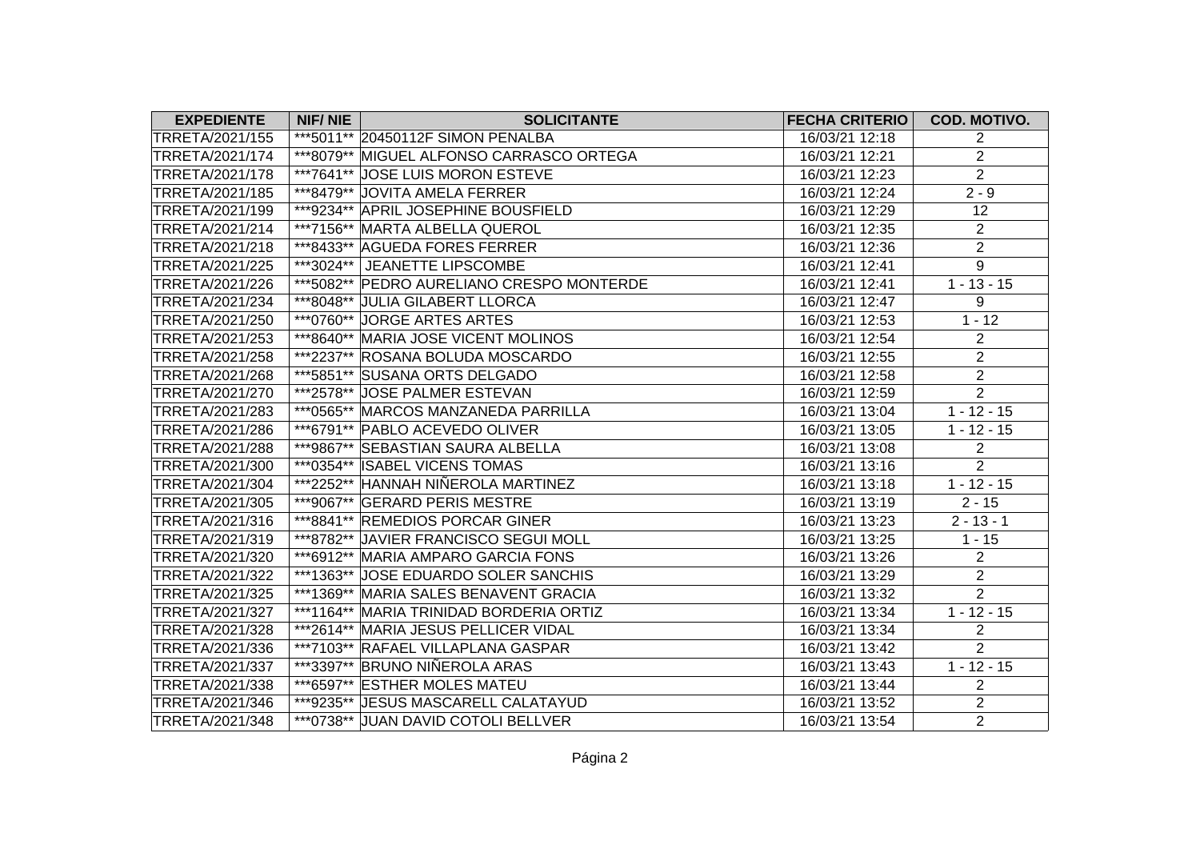| EXPEDIENTE | NIF/ NIE | SOLICITANTE | FECHA CRITERIO | COD. MOTIVO. |
|---|---|---|---|---|
| TRRETA/2021/155 | ***5011** | 20450112F SIMON PENALBA | 16/03/21 12:18 | 2 |
| TRRETA/2021/174 | ***8079** | MIGUEL ALFONSO CARRASCO ORTEGA | 16/03/21 12:21 | 2 |
| TRRETA/2021/178 | ***7641** | JOSE LUIS MORON ESTEVE | 16/03/21 12:23 | 2 |
| TRRETA/2021/185 | ***8479** | JOVITA AMELA FERRER | 16/03/21 12:24 | 2 - 9 |
| TRRETA/2021/199 | ***9234** | APRIL JOSEPHINE BOUSFIELD | 16/03/21 12:29 | 12 |
| TRRETA/2021/214 | ***7156** | MARTA ALBELLA QUEROL | 16/03/21 12:35 | 2 |
| TRRETA/2021/218 | ***8433** | AGUEDA FORES FERRER | 16/03/21 12:36 | 2 |
| TRRETA/2021/225 | ***3024** | JEANETTE LIPSCOMBE | 16/03/21 12:41 | 9 |
| TRRETA/2021/226 | ***5082** | PEDRO AURELIANO CRESPO MONTERDE | 16/03/21 12:41 | 1 - 13 - 15 |
| TRRETA/2021/234 | ***8048** | JULIA GILABERT LLORCA | 16/03/21 12:47 | 9 |
| TRRETA/2021/250 | ***0760** | JORGE ARTES ARTES | 16/03/21 12:53 | 1 - 12 |
| TRRETA/2021/253 | ***8640** | MARIA JOSE VICENT MOLINOS | 16/03/21 12:54 | 2 |
| TRRETA/2021/258 | ***2237** | ROSANA BOLUDA MOSCARDO | 16/03/21 12:55 | 2 |
| TRRETA/2021/268 | ***5851** | SUSANA ORTS DELGADO | 16/03/21 12:58 | 2 |
| TRRETA/2021/270 | ***2578** | JOSE PALMER ESTEVAN | 16/03/21 12:59 | 2 |
| TRRETA/2021/283 | ***0565** | MARCOS MANZANEDA PARRILLA | 16/03/21 13:04 | 1 - 12 - 15 |
| TRRETA/2021/286 | ***6791** | PABLO ACEVEDO OLIVER | 16/03/21 13:05 | 1 - 12 - 15 |
| TRRETA/2021/288 | ***9867** | SEBASTIAN SAURA ALBELLA | 16/03/21 13:08 | 2 |
| TRRETA/2021/300 | ***0354** | ISABEL VICENS TOMAS | 16/03/21 13:16 | 2 |
| TRRETA/2021/304 | ***2252** | HANNAH NIÑEROLA MARTINEZ | 16/03/21 13:18 | 1 - 12 - 15 |
| TRRETA/2021/305 | ***9067** | GERARD PERIS MESTRE | 16/03/21 13:19 | 2 - 15 |
| TRRETA/2021/316 | ***8841** | REMEDIOS PORCAR GINER | 16/03/21 13:23 | 2 - 13 - 1 |
| TRRETA/2021/319 | ***8782** | JAVIER FRANCISCO SEGUI MOLL | 16/03/21 13:25 | 1 - 15 |
| TRRETA/2021/320 | ***6912** | MARIA AMPARO GARCIA FONS | 16/03/21 13:26 | 2 |
| TRRETA/2021/322 | ***1363** | JOSE EDUARDO SOLER SANCHIS | 16/03/21 13:29 | 2 |
| TRRETA/2021/325 | ***1369** | MARIA SALES BENAVENT GRACIA | 16/03/21 13:32 | 2 |
| TRRETA/2021/327 | ***1164** | MARIA TRINIDAD BORDERIA ORTIZ | 16/03/21 13:34 | 1 - 12 - 15 |
| TRRETA/2021/328 | ***2614** | MARIA JESUS PELLICER VIDAL | 16/03/21 13:34 | 2 |
| TRRETA/2021/336 | ***7103** | RAFAEL VILLAPLANA GASPAR | 16/03/21 13:42 | 2 |
| TRRETA/2021/337 | ***3397** | BRUNO NIÑEROLA ARAS | 16/03/21 13:43 | 1 - 12 - 15 |
| TRRETA/2021/338 | ***6597** | ESTHER MOLES MATEU | 16/03/21 13:44 | 2 |
| TRRETA/2021/346 | ***9235** | JESUS MASCARELL CALATAYUD | 16/03/21 13:52 | 2 |
| TRRETA/2021/348 | ***0738** | JUAN DAVID COTOLI BELLVER | 16/03/21 13:54 | 2 |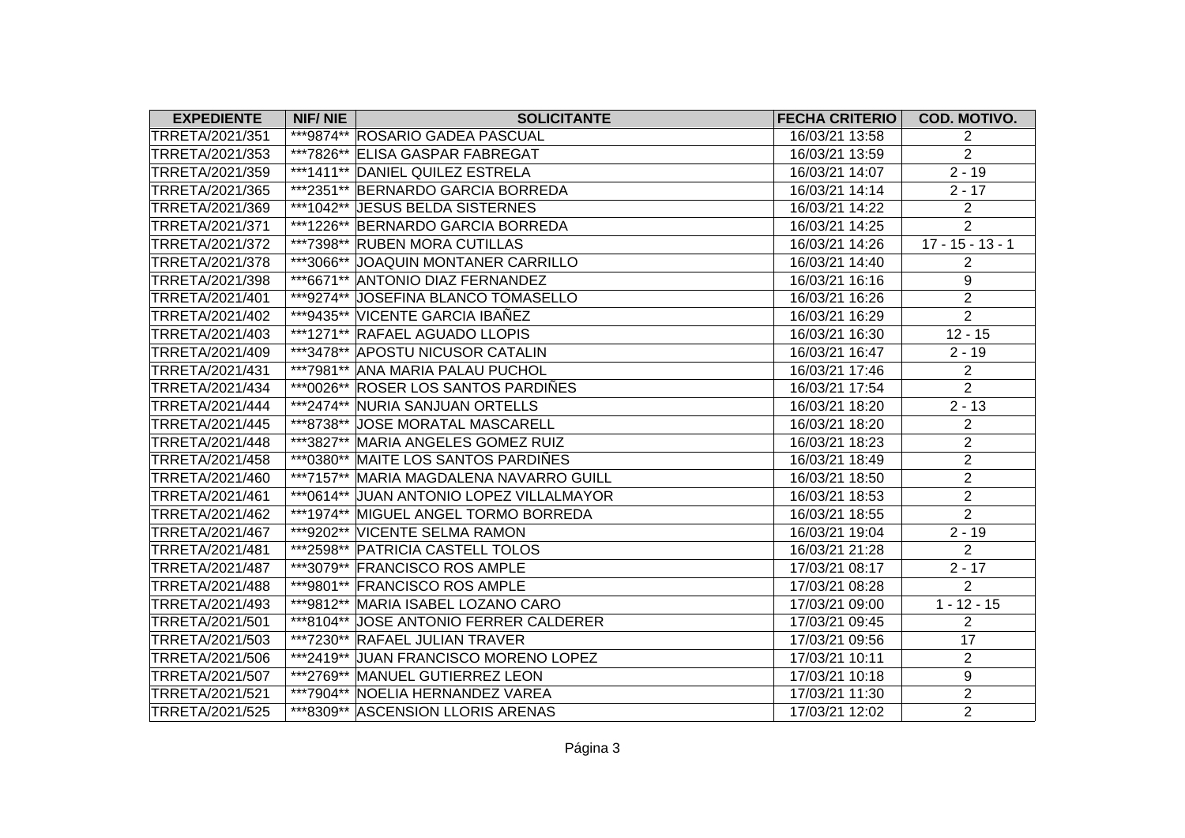| EXPEDIENTE | NIF/ NIE | SOLICITANTE | FECHA CRITERIO | COD. MOTIVO. |
|---|---|---|---|---|
| TRRETA/2021/351 | ***9874** | ROSARIO GADEA PASCUAL | 16/03/21 13:58 | 2 |
| TRRETA/2021/353 | ***7826** | ELISA GASPAR FABREGAT | 16/03/21 13:59 | 2 |
| TRRETA/2021/359 | ***1411** | DANIEL QUILEZ ESTRELA | 16/03/21 14:07 | 2 - 19 |
| TRRETA/2021/365 | ***2351** | BERNARDO GARCIA BORREDA | 16/03/21 14:14 | 2 - 17 |
| TRRETA/2021/369 | ***1042** | JESUS BELDA SISTERNES | 16/03/21 14:22 | 2 |
| TRRETA/2021/371 | ***1226** | BERNARDO GARCIA BORREDA | 16/03/21 14:25 | 2 |
| TRRETA/2021/372 | ***7398** | RUBEN MORA CUTILLAS | 16/03/21 14:26 | 17 - 15 - 13 - 1 |
| TRRETA/2021/378 | ***3066** | JOAQUIN MONTANER CARRILLO | 16/03/21 14:40 | 2 |
| TRRETA/2021/398 | ***6671** | ANTONIO DIAZ FERNANDEZ | 16/03/21 16:16 | 9 |
| TRRETA/2021/401 | ***9274** | JOSEFINA BLANCO TOMASELLO | 16/03/21 16:26 | 2 |
| TRRETA/2021/402 | ***9435** | VICENTE GARCIA IBAÑEZ | 16/03/21 16:29 | 2 |
| TRRETA/2021/403 | ***1271** | RAFAEL AGUADO LLOPIS | 16/03/21 16:30 | 12 - 15 |
| TRRETA/2021/409 | ***3478** | APOSTU NICUSOR CATALIN | 16/03/21 16:47 | 2 - 19 |
| TRRETA/2021/431 | ***7981** | ANA MARIA PALAU PUCHOL | 16/03/21 17:46 | 2 |
| TRRETA/2021/434 | ***0026** | ROSER LOS SANTOS PARDIÑES | 16/03/21 17:54 | 2 |
| TRRETA/2021/444 | ***2474** | NURIA SANJUAN ORTELLS | 16/03/21 18:20 | 2 - 13 |
| TRRETA/2021/445 | ***8738** | JOSE MORATAL MASCARELL | 16/03/21 18:20 | 2 |
| TRRETA/2021/448 | ***3827** | MARIA ANGELES GOMEZ RUIZ | 16/03/21 18:23 | 2 |
| TRRETA/2021/458 | ***0380** | MAITE LOS SANTOS PARDIÑES | 16/03/21 18:49 | 2 |
| TRRETA/2021/460 | ***7157** | MARIA MAGDALENA NAVARRO GUILL | 16/03/21 18:50 | 2 |
| TRRETA/2021/461 | ***0614** | JUAN ANTONIO LOPEZ VILLALMAYOR | 16/03/21 18:53 | 2 |
| TRRETA/2021/462 | ***1974** | MIGUEL ANGEL TORMO BORREDA | 16/03/21 18:55 | 2 |
| TRRETA/2021/467 | ***9202** | VICENTE SELMA RAMON | 16/03/21 19:04 | 2 - 19 |
| TRRETA/2021/481 | ***2598** | PATRICIA CASTELL TOLOS | 16/03/21 21:28 | 2 |
| TRRETA/2021/487 | ***3079** | FRANCISCO ROS AMPLE | 17/03/21 08:17 | 2 - 17 |
| TRRETA/2021/488 | ***9801** | FRANCISCO ROS AMPLE | 17/03/21 08:28 | 2 |
| TRRETA/2021/493 | ***9812** | MARIA ISABEL LOZANO CARO | 17/03/21 09:00 | 1 - 12 - 15 |
| TRRETA/2021/501 | ***8104** | JOSE ANTONIO FERRER CALDERER | 17/03/21 09:45 | 2 |
| TRRETA/2021/503 | ***7230** | RAFAEL JULIAN TRAVER | 17/03/21 09:56 | 17 |
| TRRETA/2021/506 | ***2419** | JUAN FRANCISCO MORENO LOPEZ | 17/03/21 10:11 | 2 |
| TRRETA/2021/507 | ***2769** | MANUEL GUTIERREZ LEON | 17/03/21 10:18 | 9 |
| TRRETA/2021/521 | ***7904** | NOELIA HERNANDEZ VAREA | 17/03/21 11:30 | 2 |
| TRRETA/2021/525 | ***8309** | ASCENSION LLORIS ARENAS | 17/03/21 12:02 | 2 |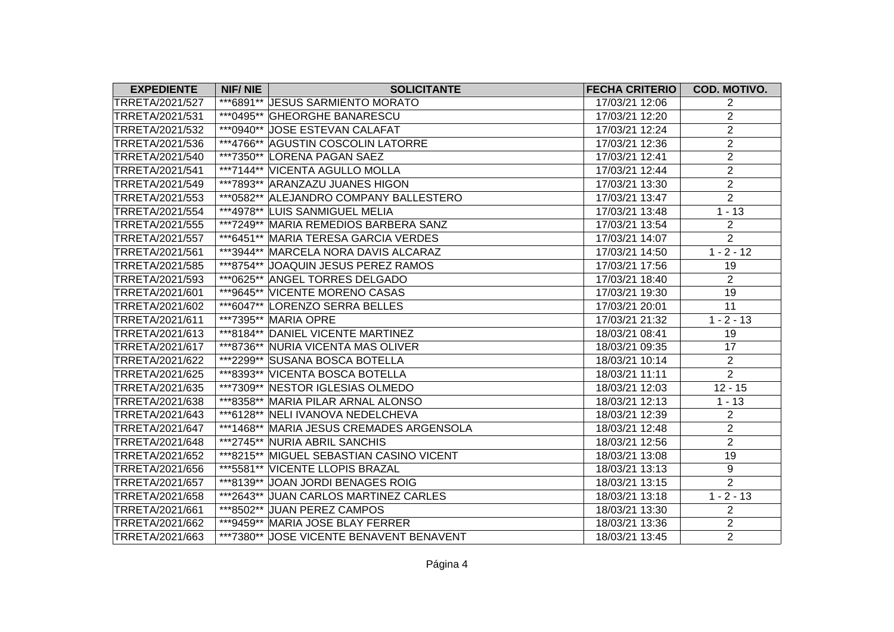| EXPEDIENTE | NIF/ NIE | SOLICITANTE | FECHA CRITERIO | COD. MOTIVO. |
|---|---|---|---|---|
| TRRETA/2021/527 | ***6891** | JESUS SARMIENTO MORATO | 17/03/21 12:06 | 2 |
| TRRETA/2021/531 | ***0495** | GHEORGHE BANARESCU | 17/03/21 12:20 | 2 |
| TRRETA/2021/532 | ***0940** | JOSE ESTEVAN CALAFAT | 17/03/21 12:24 | 2 |
| TRRETA/2021/536 | ***4766** | AGUSTIN COSCOLIN LATORRE | 17/03/21 12:36 | 2 |
| TRRETA/2021/540 | ***7350** | LORENA PAGAN SAEZ | 17/03/21 12:41 | 2 |
| TRRETA/2021/541 | ***7144** | VICENTA AGULLO MOLLA | 17/03/21 12:44 | 2 |
| TRRETA/2021/549 | ***7893** | ARANZAZU JUANES HIGON | 17/03/21 13:30 | 2 |
| TRRETA/2021/553 | ***0582** | ALEJANDRO COMPANY BALLESTERO | 17/03/21 13:47 | 2 |
| TRRETA/2021/554 | ***4978** | LUIS SANMIGUEL MELIA | 17/03/21 13:48 | 1 - 13 |
| TRRETA/2021/555 | ***7249** | MARIA REMEDIOS BARBERA SANZ | 17/03/21 13:54 | 2 |
| TRRETA/2021/557 | ***6451** | MARIA TERESA GARCIA VERDES | 17/03/21 14:07 | 2 |
| TRRETA/2021/561 | ***3944** | MARCELA NORA DAVIS ALCARAZ | 17/03/21 14:50 | 1 - 2 - 12 |
| TRRETA/2021/585 | ***8754** | JOAQUIN JESUS PEREZ RAMOS | 17/03/21 17:56 | 19 |
| TRRETA/2021/593 | ***0625** | ANGEL TORRES DELGADO | 17/03/21 18:40 | 2 |
| TRRETA/2021/601 | ***9645** | VICENTE MORENO CASAS | 17/03/21 19:30 | 19 |
| TRRETA/2021/602 | ***6047** | LORENZO SERRA BELLES | 17/03/21 20:01 | 11 |
| TRRETA/2021/611 | ***7395** | MARIA OPRE | 17/03/21 21:32 | 1 - 2 - 13 |
| TRRETA/2021/613 | ***8184** | DANIEL VICENTE MARTINEZ | 18/03/21 08:41 | 19 |
| TRRETA/2021/617 | ***8736** | NURIA VICENTA MAS OLIVER | 18/03/21 09:35 | 17 |
| TRRETA/2021/622 | ***2299** | SUSANA BOSCA BOTELLA | 18/03/21 10:14 | 2 |
| TRRETA/2021/625 | ***8393** | VICENTA BOSCA BOTELLA | 18/03/21 11:11 | 2 |
| TRRETA/2021/635 | ***7309** | NESTOR IGLESIAS OLMEDO | 18/03/21 12:03 | 12 - 15 |
| TRRETA/2021/638 | ***8358** | MARIA PILAR ARNAL ALONSO | 18/03/21 12:13 | 1 - 13 |
| TRRETA/2021/643 | ***6128** | NELI IVANOVA NEDELCHEVA | 18/03/21 12:39 | 2 |
| TRRETA/2021/647 | ***1468** | MARIA JESUS CREMADES ARGENSOLA | 18/03/21 12:48 | 2 |
| TRRETA/2021/648 | ***2745** | NURIA ABRIL SANCHIS | 18/03/21 12:56 | 2 |
| TRRETA/2021/652 | ***8215** | MIGUEL SEBASTIAN CASINO VICENT | 18/03/21 13:08 | 19 |
| TRRETA/2021/656 | ***5581** | VICENTE LLOPIS BRAZAL | 18/03/21 13:13 | 9 |
| TRRETA/2021/657 | ***8139** | JOAN JORDI BENAGES ROIG | 18/03/21 13:15 | 2 |
| TRRETA/2021/658 | ***2643** | JUAN CARLOS MARTINEZ CARLES | 18/03/21 13:18 | 1 - 2 - 13 |
| TRRETA/2021/661 | ***8502** | JUAN PEREZ CAMPOS | 18/03/21 13:30 | 2 |
| TRRETA/2021/662 | ***9459** | MARIA JOSE BLAY FERRER | 18/03/21 13:36 | 2 |
| TRRETA/2021/663 | ***7380** | JOSE VICENTE BENAVENT BENAVENT | 18/03/21 13:45 | 2 |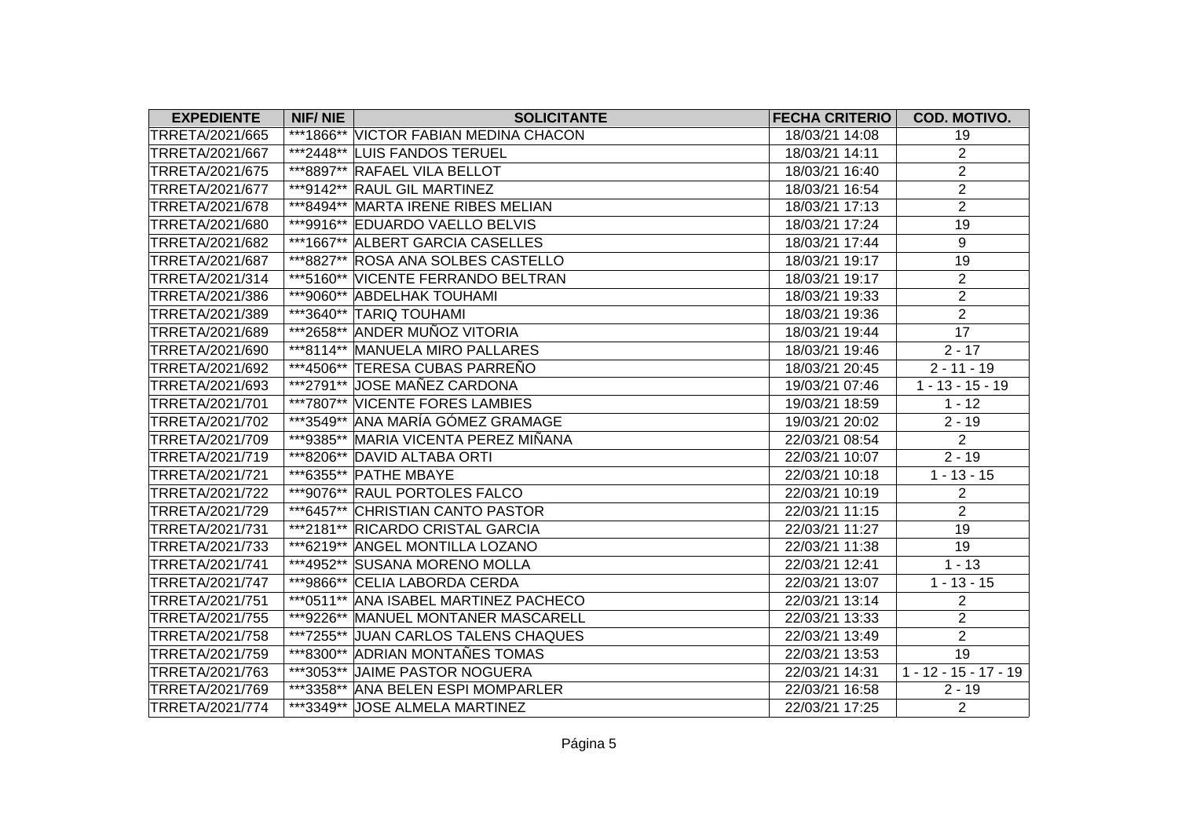| EXPEDIENTE | NIF/ NIE | SOLICITANTE | FECHA CRITERIO | COD. MOTIVO. |
|---|---|---|---|---|
| TRRETA/2021/665 | ***1866** | VICTOR FABIAN MEDINA CHACON | 18/03/21 14:08 | 19 |
| TRRETA/2021/667 | ***2448** | LUIS FANDOS TERUEL | 18/03/21 14:11 | 2 |
| TRRETA/2021/675 | ***8897** | RAFAEL VILA BELLOT | 18/03/21 16:40 | 2 |
| TRRETA/2021/677 | ***9142** | RAUL GIL MARTINEZ | 18/03/21 16:54 | 2 |
| TRRETA/2021/678 | ***8494** | MARTA IRENE RIBES MELIAN | 18/03/21 17:13 | 2 |
| TRRETA/2021/680 | ***9916** | EDUARDO VAELLO BELVIS | 18/03/21 17:24 | 19 |
| TRRETA/2021/682 | ***1667** | ALBERT GARCIA CASELLES | 18/03/21 17:44 | 9 |
| TRRETA/2021/687 | ***8827** | ROSA ANA SOLBES CASTELLO | 18/03/21 19:17 | 19 |
| TRRETA/2021/314 | ***5160** | VICENTE FERRANDO BELTRAN | 18/03/21 19:17 | 2 |
| TRRETA/2021/386 | ***9060** | ABDELHAK TOUHAMI | 18/03/21 19:33 | 2 |
| TRRETA/2021/389 | ***3640** | TARIQ TOUHAMI | 18/03/21 19:36 | 2 |
| TRRETA/2021/689 | ***2658** | ANDER MUÑOZ VITORIA | 18/03/21 19:44 | 17 |
| TRRETA/2021/690 | ***8114** | MANUELA MIRO PALLARES | 18/03/21 19:46 | 2 - 17 |
| TRRETA/2021/692 | ***4506** | TERESA CUBAS PARREÑO | 18/03/21 20:45 | 2 - 11 - 19 |
| TRRETA/2021/693 | ***2791** | JOSE MAÑEZ CARDONA | 19/03/21 07:46 | 1 - 13 - 15 - 19 |
| TRRETA/2021/701 | ***7807** | VICENTE FORES LAMBIES | 19/03/21 18:59 | 1 - 12 |
| TRRETA/2021/702 | ***3549** | ANA MARÍA GÓMEZ GRAMAGE | 19/03/21 20:02 | 2 - 19 |
| TRRETA/2021/709 | ***9385** | MARIA VICENTA PEREZ MIÑANA | 22/03/21 08:54 | 2 |
| TRRETA/2021/719 | ***8206** | DAVID ALTABA ORTI | 22/03/21 10:07 | 2 - 19 |
| TRRETA/2021/721 | ***6355** | PATHE MBAYE | 22/03/21 10:18 | 1 - 13 - 15 |
| TRRETA/2021/722 | ***9076** | RAUL PORTOLES FALCO | 22/03/21 10:19 | 2 |
| TRRETA/2021/729 | ***6457** | CHRISTIAN CANTO PASTOR | 22/03/21 11:15 | 2 |
| TRRETA/2021/731 | ***2181** | RICARDO CRISTAL GARCIA | 22/03/21 11:27 | 19 |
| TRRETA/2021/733 | ***6219** | ANGEL MONTILLA LOZANO | 22/03/21 11:38 | 19 |
| TRRETA/2021/741 | ***4952** | SUSANA MORENO MOLLA | 22/03/21 12:41 | 1 - 13 |
| TRRETA/2021/747 | ***9866** | CELIA LABORDA CERDA | 22/03/21 13:07 | 1 - 13 - 15 |
| TRRETA/2021/751 | ***0511** | ANA ISABEL MARTINEZ PACHECO | 22/03/21 13:14 | 2 |
| TRRETA/2021/755 | ***9226** | MANUEL MONTANER MASCARELL | 22/03/21 13:33 | 2 |
| TRRETA/2021/758 | ***7255** | JUAN CARLOS TALENS CHAQUES | 22/03/21 13:49 | 2 |
| TRRETA/2021/759 | ***8300** | ADRIAN MONTAÑES TOMAS | 22/03/21 13:53 | 19 |
| TRRETA/2021/763 | ***3053** | JAIME PASTOR NOGUERA | 22/03/21 14:31 | 1 - 12 - 15 - 17 - 19 |
| TRRETA/2021/769 | ***3358** | ANA BELEN ESPI MOMPARLER | 22/03/21 16:58 | 2 - 19 |
| TRRETA/2021/774 | ***3349** | JOSE ALMELA MARTINEZ | 22/03/21 17:25 | 2 |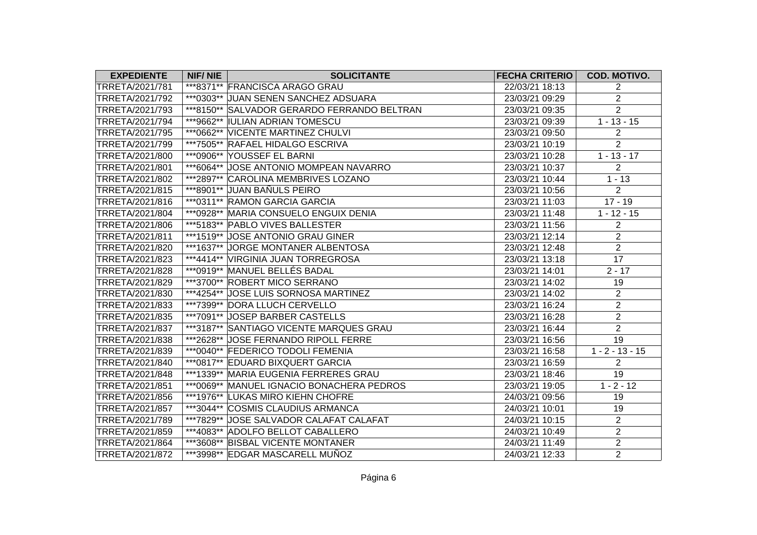| EXPEDIENTE | NIF/ NIE | SOLICITANTE | FECHA CRITERIO | COD. MOTIVO. |
| --- | --- | --- | --- | --- |
| TRRETA/2021/781 | ***8371** | FRANCISCA ARAGO GRAU | 22/03/21 18:13 | 2 |
| TRRETA/2021/792 | ***0303** | JUAN SENEN SANCHEZ ADSUARA | 23/03/21 09:29 | 2 |
| TRRETA/2021/793 | ***8150** | SALVADOR GERARDO FERRANDO BELTRAN | 23/03/21 09:35 | 2 |
| TRRETA/2021/794 | ***9662** | IULIAN ADRIAN TOMESCU | 23/03/21 09:39 | 1 - 13 - 15 |
| TRRETA/2021/795 | ***0662** | VICENTE MARTINEZ CHULVI | 23/03/21 09:50 | 2 |
| TRRETA/2021/799 | ***7505** | RAFAEL HIDALGO ESCRIVA | 23/03/21 10:19 | 2 |
| TRRETA/2021/800 | ***0906** | YOUSSEF EL BARNI | 23/03/21 10:28 | 1 - 13 - 17 |
| TRRETA/2021/801 | ***6064** | JOSE ANTONIO MOMPEAN NAVARRO | 23/03/21 10:37 | 2 |
| TRRETA/2021/802 | ***2897** | CAROLINA MEMBRIVES LOZANO | 23/03/21 10:44 | 1 - 13 |
| TRRETA/2021/815 | ***8901** | JUAN BAÑULS PEIRO | 23/03/21 10:56 | 2 |
| TRRETA/2021/816 | ***0311** | RAMON GARCIA GARCIA | 23/03/21 11:03 | 17 - 19 |
| TRRETA/2021/804 | ***0928** | MARIA CONSUELO ENGUIX DENIA | 23/03/21 11:48 | 1 - 12 - 15 |
| TRRETA/2021/806 | ***5183** | PABLO VIVES BALLESTER | 23/03/21 11:56 | 2 |
| TRRETA/2021/811 | ***1519** | JOSE ANTONIO GRAU GINER | 23/03/21 12:14 | 2 |
| TRRETA/2021/820 | ***1637** | JORGE MONTANER ALBENTOSA | 23/03/21 12:48 | 2 |
| TRRETA/2021/823 | ***4414** | VIRGINIA JUAN TORREGROSA | 23/03/21 13:18 | 17 |
| TRRETA/2021/828 | ***0919** | MANUEL BELLÉS BADAL | 23/03/21 14:01 | 2 - 17 |
| TRRETA/2021/829 | ***3700** | ROBERT MICO SERRANO | 23/03/21 14:02 | 19 |
| TRRETA/2021/830 | ***4254** | JOSE LUIS SORNOSA MARTINEZ | 23/03/21 14:02 | 2 |
| TRRETA/2021/833 | ***7399** | DORA LLUCH CERVELLO | 23/03/21 16:24 | 2 |
| TRRETA/2021/835 | ***7091** | JOSEP BARBER CASTELLS | 23/03/21 16:28 | 2 |
| TRRETA/2021/837 | ***3187** | SANTIAGO VICENTE MARQUES GRAU | 23/03/21 16:44 | 2 |
| TRRETA/2021/838 | ***2628** | JOSE FERNANDO RIPOLL FERRE | 23/03/21 16:56 | 19 |
| TRRETA/2021/839 | ***0040** | FEDERICO TODOLI FEMENIA | 23/03/21 16:58 | 1 - 2 - 13 - 15 |
| TRRETA/2021/840 | ***0817** | EDUARD BIXQUERT GARCIA | 23/03/21 16:59 | 2 |
| TRRETA/2021/848 | ***1339** | MARIA EUGENIA FERRERES GRAU | 23/03/21 18:46 | 19 |
| TRRETA/2021/851 | ***0069** | MANUEL IGNACIO BONACHERA PEDROS | 23/03/21 19:05 | 1 - 2 - 12 |
| TRRETA/2021/856 | ***1976** | LUKAS MIRO KIEHN CHOFRE | 24/03/21 09:56 | 19 |
| TRRETA/2021/857 | ***3044** | COSMIS CLAUDIUS ARMANCA | 24/03/21 10:01 | 19 |
| TRRETA/2021/789 | ***7829** | JOSE SALVADOR CALAFAT CALAFAT | 24/03/21 10:15 | 2 |
| TRRETA/2021/859 | ***4083** | ADOLFO BELLOT CABALLERO | 24/03/21 10:49 | 2 |
| TRRETA/2021/864 | ***3608** | BISBAL VICENTE MONTANER | 24/03/21 11:49 | 2 |
| TRRETA/2021/872 | ***3998** | EDGAR MASCARELL MUÑOZ | 24/03/21 12:33 | 2 |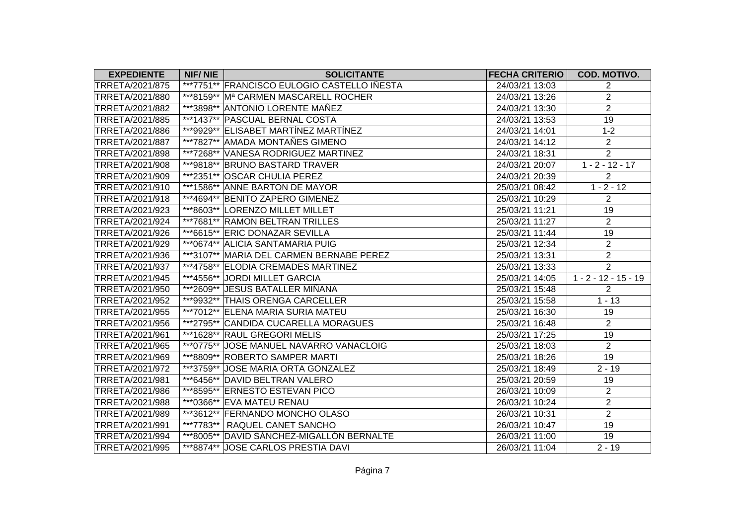| EXPEDIENTE | NIF/ NIE | SOLICITANTE | FECHA CRITERIO | COD. MOTIVO. |
|---|---|---|---|---|
| TRRETA/2021/875 | ***7751** | FRANCISCO EULOGIO CASTELLO IÑESTA | 24/03/21 13:03 | 2 |
| TRRETA/2021/880 | ***8159** | Mª CARMEN MASCARELL ROCHER | 24/03/21 13:26 | 2 |
| TRRETA/2021/882 | ***3898** | ANTONIO LORENTE MAÑEZ | 24/03/21 13:30 | 2 |
| TRRETA/2021/885 | ***1437** | PASCUAL BERNAL COSTA | 24/03/21 13:53 | 19 |
| TRRETA/2021/886 | ***9929** | ELISABET MARTÍNEZ MARTÍNEZ | 24/03/21 14:01 | 1-2 |
| TRRETA/2021/887 | ***7827** | AMADA MONTAÑES GIMENO | 24/03/21 14:12 | 2 |
| TRRETA/2021/898 | ***7268** | VANESA RODRIGUEZ MARTINEZ | 24/03/21 18:31 | 2 |
| TRRETA/2021/908 | ***9818** | BRUNO BASTARD TRAVER | 24/03/21 20:07 | 1 - 2 - 12 - 17 |
| TRRETA/2021/909 | ***2351** | OSCAR CHULIA PEREZ | 24/03/21 20:39 | 2 |
| TRRETA/2021/910 | ***1586** | ANNE BARTON DE MAYOR | 25/03/21 08:42 | 1 - 2 - 12 |
| TRRETA/2021/918 | ***4694** | BENITO ZAPERO GIMENEZ | 25/03/21 10:29 | 2 |
| TRRETA/2021/923 | ***8603** | LORENZO MILLET MILLET | 25/03/21 11:21 | 19 |
| TRRETA/2021/924 | ***7681** | RAMON BELTRAN TRILLES | 25/03/21 11:27 | 2 |
| TRRETA/2021/926 | ***6615** | ERIC DONAZAR SEVILLA | 25/03/21 11:44 | 19 |
| TRRETA/2021/929 | ***0674** | ALICIA SANTAMARIA PUIG | 25/03/21 12:34 | 2 |
| TRRETA/2021/936 | ***3107** | MARIA DEL CARMEN BERNABE PEREZ | 25/03/21 13:31 | 2 |
| TRRETA/2021/937 | ***4758** | ELODIA CREMADES MARTINEZ | 25/03/21 13:33 | 2 |
| TRRETA/2021/945 | ***4556** | JORDI MILLET GARCIA | 25/03/21 14:05 | 1 - 2 - 12 - 15 - 19 |
| TRRETA/2021/950 | ***2609** | JESUS BATALLER MIÑANA | 25/03/21 15:48 | 2 |
| TRRETA/2021/952 | ***9932** | THAIS ORENGA CARCELLER | 25/03/21 15:58 | 1 - 13 |
| TRRETA/2021/955 | ***7012** | ELENA MARIA SURIA MATEU | 25/03/21 16:30 | 19 |
| TRRETA/2021/956 | ***2795** | CANDIDA CUCARELLA MORAGUES | 25/03/21 16:48 | 2 |
| TRRETA/2021/961 | ***1628** | RAUL GREGORI MELIS | 25/03/21 17:25 | 19 |
| TRRETA/2021/965 | ***0775** | JOSE MANUEL NAVARRO VANACLOIG | 25/03/21 18:03 | 2 |
| TRRETA/2021/969 | ***8809** | ROBERTO SAMPER MARTI | 25/03/21 18:26 | 19 |
| TRRETA/2021/972 | ***3759** | JOSE MARIA ORTA GONZALEZ | 25/03/21 18:49 | 2 - 19 |
| TRRETA/2021/981 | ***6456** | DAVID BELTRAN VALERO | 25/03/21 20:59 | 19 |
| TRRETA/2021/986 | ***8595** | ERNESTO ESTEVAN PICO | 26/03/21 10:09 | 2 |
| TRRETA/2021/988 | ***0366** | EVA MATEU RENAU | 26/03/21 10:24 | 2 |
| TRRETA/2021/989 | ***3612** | FERNANDO MONCHO OLASO | 26/03/21 10:31 | 2 |
| TRRETA/2021/991 | ***7783** | RAQUEL CANET SANCHO | 26/03/21 10:47 | 19 |
| TRRETA/2021/994 | ***8005** | DAVID SÁNCHEZ-MIGALLÓN BERNALTE | 26/03/21 11:00 | 19 |
| TRRETA/2021/995 | ***8874** | JOSE CARLOS PRESTIA DAVI | 26/03/21 11:04 | 2 - 19 |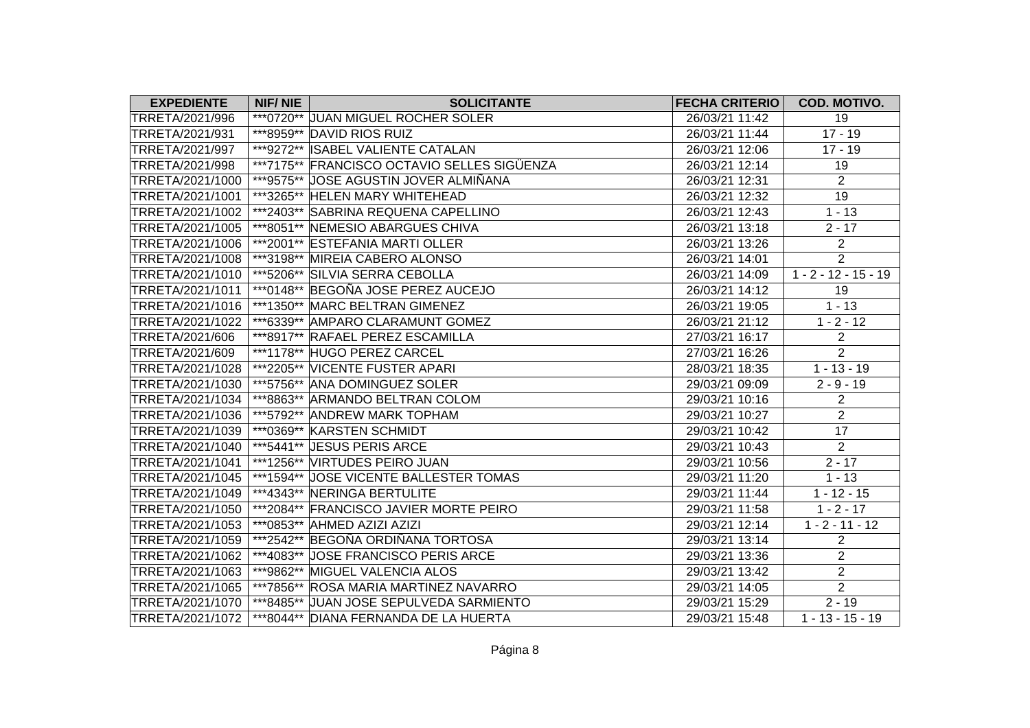| EXPEDIENTE | NIF/ NIE | SOLICITANTE | FECHA CRITERIO | COD. MOTIVO. |
|---|---|---|---|---|
| TRRETA/2021/996 | ***0720** | JUAN MIGUEL ROCHER SOLER | 26/03/21 11:42 | 19 |
| TRRETA/2021/931 | ***8959** | DAVID RIOS RUIZ | 26/03/21 11:44 | 17 - 19 |
| TRRETA/2021/997 | ***9272** | ISABEL VALIENTE CATALAN | 26/03/21 12:06 | 17 - 19 |
| TRRETA/2021/998 | ***7175** | FRANCISCO OCTAVIO SELLES SIGÜENZA | 26/03/21 12:14 | 19 |
| TRRETA/2021/1000 | ***9575** | JOSE AGUSTIN JOVER ALMIÑANA | 26/03/21 12:31 | 2 |
| TRRETA/2021/1001 | ***3265** | HELEN MARY WHITEHEAD | 26/03/21 12:32 | 19 |
| TRRETA/2021/1002 | ***2403** | SABRINA REQUENA CAPELLINO | 26/03/21 12:43 | 1 - 13 |
| TRRETA/2021/1005 | ***8051** | NEMESIO ABARGUES CHIVA | 26/03/21 13:18 | 2 - 17 |
| TRRETA/2021/1006 | ***2001** | ESTEFANIA MARTI OLLER | 26/03/21 13:26 | 2 |
| TRRETA/2021/1008 | ***3198** | MIREIA CABERO ALONSO | 26/03/21 14:01 | 2 |
| TRRETA/2021/1010 | ***5206** | SILVIA SERRA CEBOLLA | 26/03/21 14:09 | 1 - 2 - 12 - 15 - 19 |
| TRRETA/2021/1011 | ***0148** | BEGOÑA JOSE PEREZ AUCEJO | 26/03/21 14:12 | 19 |
| TRRETA/2021/1016 | ***1350** | MARC BELTRAN GIMENEZ | 26/03/21 19:05 | 1 - 13 |
| TRRETA/2021/1022 | ***6339** | AMPARO CLARAMUNT GOMEZ | 26/03/21 21:12 | 1 - 2 - 12 |
| TRRETA/2021/606 | ***8917** | RAFAEL PEREZ ESCAMILLA | 27/03/21 16:17 | 2 |
| TRRETA/2021/609 | ***1178** | HUGO PEREZ CARCEL | 27/03/21 16:26 | 2 |
| TRRETA/2021/1028 | ***2205** | VICENTE FUSTER APARI | 28/03/21 18:35 | 1 - 13 - 19 |
| TRRETA/2021/1030 | ***5756** | ANA DOMINGUEZ SOLER | 29/03/21 09:09 | 2 - 9 - 19 |
| TRRETA/2021/1034 | ***8863** | ARMANDO BELTRAN COLOM | 29/03/21 10:16 | 2 |
| TRRETA/2021/1036 | ***5792** | ANDREW MARK TOPHAM | 29/03/21 10:27 | 2 |
| TRRETA/2021/1039 | ***0369** | KARSTEN SCHMIDT | 29/03/21 10:42 | 17 |
| TRRETA/2021/1040 | ***5441** | JESUS PERIS ARCE | 29/03/21 10:43 | 2 |
| TRRETA/2021/1041 | ***1256** | VIRTUDES PEIRO JUAN | 29/03/21 10:56 | 2 - 17 |
| TRRETA/2021/1045 | ***1594** | JOSE VICENTE BALLESTER TOMAS | 29/03/21 11:20 | 1 - 13 |
| TRRETA/2021/1049 | ***4343** | NERINGA BERTULITE | 29/03/21 11:44 | 1 - 12 - 15 |
| TRRETA/2021/1050 | ***2084** | FRANCISCO JAVIER MORTE PEIRO | 29/03/21 11:58 | 1 - 2 - 17 |
| TRRETA/2021/1053 | ***0853** | AHMED AZIZI AZIZI | 29/03/21 12:14 | 1 - 2 - 11 - 12 |
| TRRETA/2021/1059 | ***2542** | BEGOÑA ORDIÑANA TORTOSA | 29/03/21 13:14 | 2 |
| TRRETA/2021/1062 | ***4083** | JOSE FRANCISCO PERIS ARCE | 29/03/21 13:36 | 2 |
| TRRETA/2021/1063 | ***9862** | MIGUEL VALENCIA ALOS | 29/03/21 13:42 | 2 |
| TRRETA/2021/1065 | ***7856** | ROSA MARIA MARTINEZ NAVARRO | 29/03/21 14:05 | 2 |
| TRRETA/2021/1070 | ***8485** | JUAN JOSE SEPULVEDA SARMIENTO | 29/03/21 15:29 | 2 - 19 |
| TRRETA/2021/1072 | ***8044** | DIANA FERNANDA DE LA HUERTA | 29/03/21 15:48 | 1 - 13 - 15 - 19 |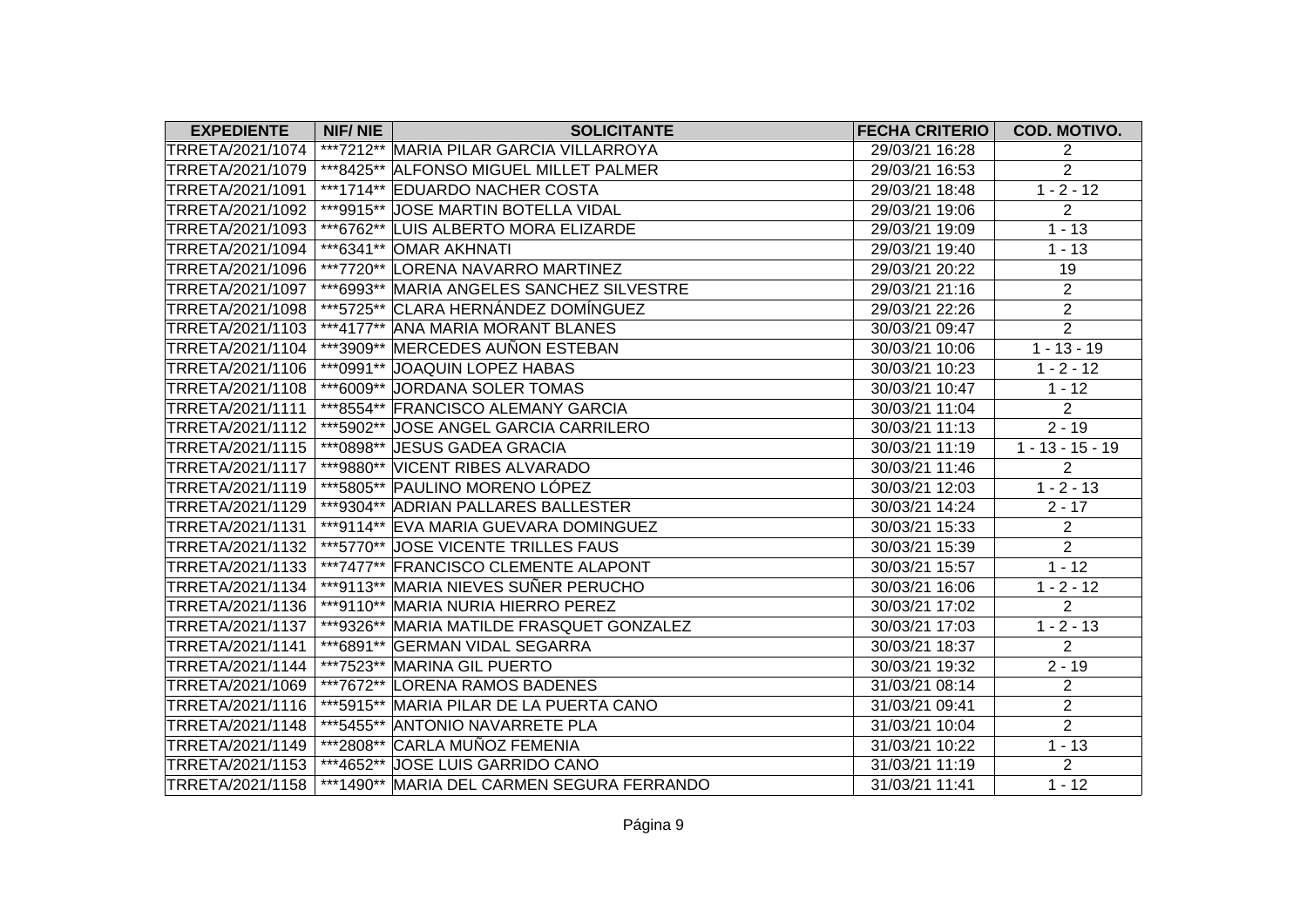| EXPEDIENTE | NIF/ NIE | SOLICITANTE | FECHA CRITERIO | COD. MOTIVO. |
|---|---|---|---|---|
| TRRETA/2021/1074 | ***7212** | MARIA PILAR GARCIA VILLARROYA | 29/03/21 16:28 | 2 |
| TRRETA/2021/1079 | ***8425** | ALFONSO MIGUEL MILLET PALMER | 29/03/21 16:53 | 2 |
| TRRETA/2021/1091 | ***1714** | EDUARDO NACHER COSTA | 29/03/21 18:48 | 1 - 2 - 12 |
| TRRETA/2021/1092 | ***9915** | JOSE MARTIN BOTELLA VIDAL | 29/03/21 19:06 | 2 |
| TRRETA/2021/1093 | ***6762** | LUIS ALBERTO MORA ELIZARDE | 29/03/21 19:09 | 1 - 13 |
| TRRETA/2021/1094 | ***6341** | OMAR AKHNATI | 29/03/21 19:40 | 1 - 13 |
| TRRETA/2021/1096 | ***7720** | LORENA NAVARRO MARTINEZ | 29/03/21 20:22 | 19 |
| TRRETA/2021/1097 | ***6993** | MARIA ANGELES SANCHEZ SILVESTRE | 29/03/21 21:16 | 2 |
| TRRETA/2021/1098 | ***5725** | CLARA HERNÁNDEZ DOMÍNGUEZ | 29/03/21 22:26 | 2 |
| TRRETA/2021/1103 | ***4177** | ANA MARIA MORANT BLANES | 30/03/21 09:47 | 2 |
| TRRETA/2021/1104 | ***3909** | MERCEDES AUÑON ESTEBAN | 30/03/21 10:06 | 1 - 13 - 19 |
| TRRETA/2021/1106 | ***0991** | JOAQUIN LOPEZ HABAS | 30/03/21 10:23 | 1 - 2 - 12 |
| TRRETA/2021/1108 | ***6009** | JORDANA SOLER TOMAS | 30/03/21 10:47 | 1 - 12 |
| TRRETA/2021/1111 | ***8554** | FRANCISCO ALEMANY GARCIA | 30/03/21 11:04 | 2 |
| TRRETA/2021/1112 | ***5902** | JOSE ANGEL GARCIA CARRILERO | 30/03/21 11:13 | 2 - 19 |
| TRRETA/2021/1115 | ***0898** | JESUS GADEA GRACIA | 30/03/21 11:19 | 1 - 13 - 15 - 19 |
| TRRETA/2021/1117 | ***9880** | VICENT RIBES ALVARADO | 30/03/21 11:46 | 2 |
| TRRETA/2021/1119 | ***5805** | PAULINO MORENO LÓPEZ | 30/03/21 12:03 | 1 - 2 - 13 |
| TRRETA/2021/1129 | ***9304** | ADRIAN PALLARES BALLESTER | 30/03/21 14:24 | 2 - 17 |
| TRRETA/2021/1131 | ***9114** | EVA MARIA GUEVARA DOMINGUEZ | 30/03/21 15:33 | 2 |
| TRRETA/2021/1132 | ***5770** | JOSE VICENTE TRILLES FAUS | 30/03/21 15:39 | 2 |
| TRRETA/2021/1133 | ***7477** | FRANCISCO CLEMENTE ALAPONT | 30/03/21 15:57 | 1 - 12 |
| TRRETA/2021/1134 | ***9113** | MARIA NIEVES SUÑER PERUCHO | 30/03/21 16:06 | 1 - 2 - 12 |
| TRRETA/2021/1136 | ***9110** | MARIA NURIA HIERRO PEREZ | 30/03/21 17:02 | 2 |
| TRRETA/2021/1137 | ***9326** | MARIA MATILDE FRASQUET GONZALEZ | 30/03/21 17:03 | 1 - 2 - 13 |
| TRRETA/2021/1141 | ***6891** | GERMAN VIDAL SEGARRA | 30/03/21 18:37 | 2 |
| TRRETA/2021/1144 | ***7523** | MARINA GIL PUERTO | 30/03/21 19:32 | 2 - 19 |
| TRRETA/2021/1069 | ***7672** | LORENA RAMOS BADENES | 31/03/21 08:14 | 2 |
| TRRETA/2021/1116 | ***5915** | MARIA PILAR DE LA PUERTA CANO | 31/03/21 09:41 | 2 |
| TRRETA/2021/1148 | ***5455** | ANTONIO NAVARRETE PLA | 31/03/21 10:04 | 2 |
| TRRETA/2021/1149 | ***2808** | CARLA MUÑOZ FEMENIA | 31/03/21 10:22 | 1 - 13 |
| TRRETA/2021/1153 | ***4652** | JOSE LUIS GARRIDO CANO | 31/03/21 11:19 | 2 |
| TRRETA/2021/1158 | ***1490** | MARIA DEL CARMEN SEGURA FERRANDO | 31/03/21 11:41 | 1 - 12 |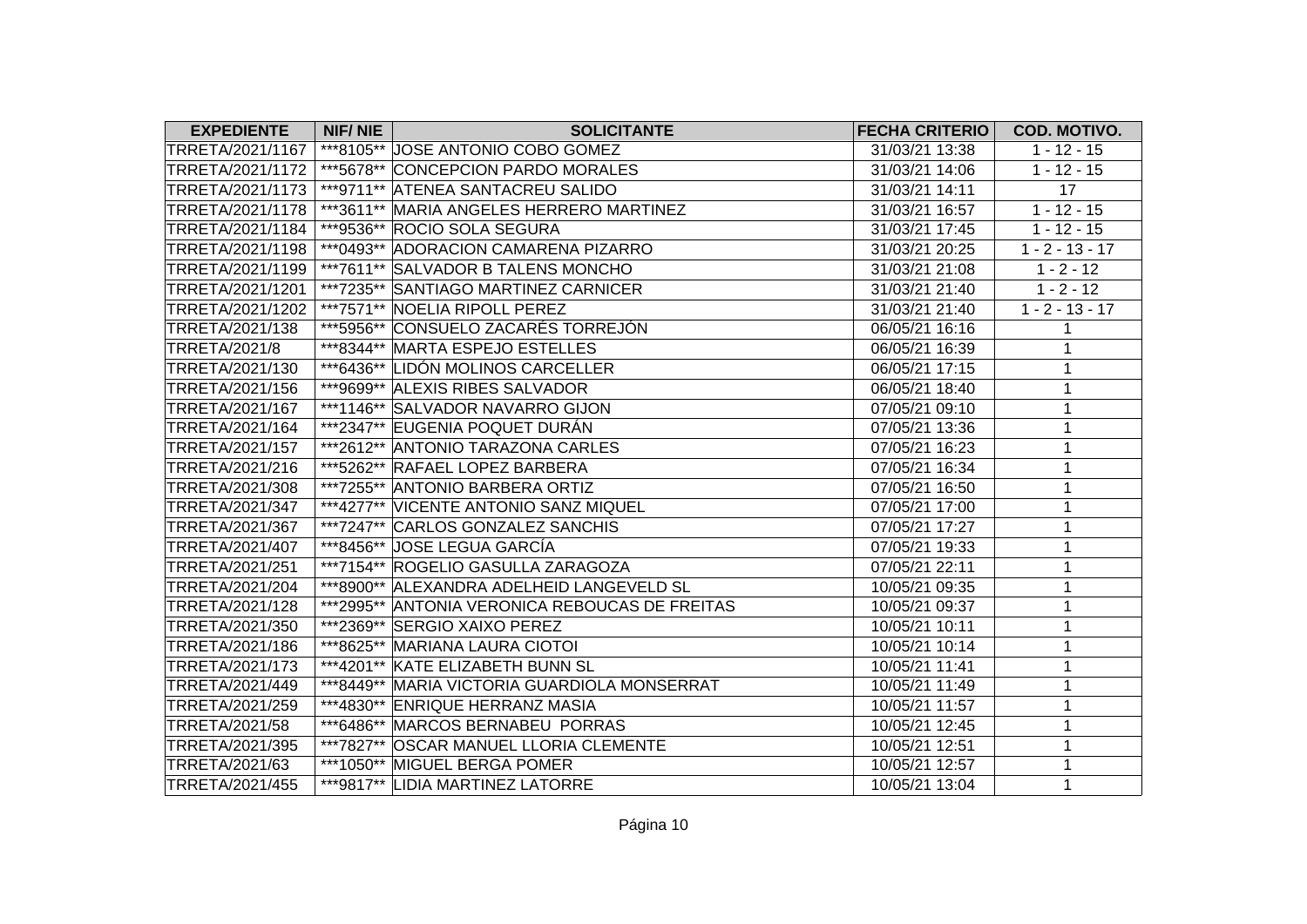| EXPEDIENTE | NIF/ NIE | SOLICITANTE | FECHA CRITERIO | COD. MOTIVO. |
|---|---|---|---|---|
| TRRETA/2021/1167 | ***8105** | JOSE ANTONIO COBO GOMEZ | 31/03/21 13:38 | 1 - 12 - 15 |
| TRRETA/2021/1172 | ***5678** | CONCEPCION PARDO MORALES | 31/03/21 14:06 | 1 - 12 - 15 |
| TRRETA/2021/1173 | ***9711** | ATENEA SANTACREU SALIDO | 31/03/21 14:11 | 17 |
| TRRETA/2021/1178 | ***3611** | MARIA ANGELES HERRERO MARTINEZ | 31/03/21 16:57 | 1 - 12 - 15 |
| TRRETA/2021/1184 | ***9536** | ROCIO SOLA SEGURA | 31/03/21 17:45 | 1 - 12 - 15 |
| TRRETA/2021/1198 | ***0493** | ADORACION CAMARENA PIZARRO | 31/03/21 20:25 | 1 - 2 - 13 - 17 |
| TRRETA/2021/1199 | ***7611** | SALVADOR B TALENS MONCHO | 31/03/21 21:08 | 1 - 2 - 12 |
| TRRETA/2021/1201 | ***7235** | SANTIAGO MARTINEZ CARNICER | 31/03/21 21:40 | 1 - 2 - 12 |
| TRRETA/2021/1202 | ***7571** | NOELIA RIPOLL PEREZ | 31/03/21 21:40 | 1 - 2 - 13 - 17 |
| TRRETA/2021/138 | ***5956** | CONSUELO ZACARÉS TORREJÓN | 06/05/21 16:16 | 1 |
| TRRETA/2021/8 | ***8344** | MARTA ESPEJO ESTELLES | 06/05/21 16:39 | 1 |
| TRRETA/2021/130 | ***6436** | LIDÓN MOLINOS CARCELLER | 06/05/21 17:15 | 1 |
| TRRETA/2021/156 | ***9699** | ALEXIS RIBES SALVADOR | 06/05/21 18:40 | 1 |
| TRRETA/2021/167 | ***1146** | SALVADOR NAVARRO GIJON | 07/05/21 09:10 | 1 |
| TRRETA/2021/164 | ***2347** | EUGENIA POQUET DURÁN | 07/05/21 13:36 | 1 |
| TRRETA/2021/157 | ***2612** | ANTONIO TARAZONA CARLES | 07/05/21 16:23 | 1 |
| TRRETA/2021/216 | ***5262** | RAFAEL LOPEZ BARBERA | 07/05/21 16:34 | 1 |
| TRRETA/2021/308 | ***7255** | ANTONIO BARBERA ORTIZ | 07/05/21 16:50 | 1 |
| TRRETA/2021/347 | ***4277** | VICENTE ANTONIO SANZ MIQUEL | 07/05/21 17:00 | 1 |
| TRRETA/2021/367 | ***7247** | CARLOS GONZALEZ SANCHIS | 07/05/21 17:27 | 1 |
| TRRETA/2021/407 | ***8456** | JOSE LEGUA GARCÍA | 07/05/21 19:33 | 1 |
| TRRETA/2021/251 | ***7154** | ROGELIO GASULLA ZARAGOZA | 07/05/21 22:11 | 1 |
| TRRETA/2021/204 | ***8900** | ALEXANDRA ADELHEID LANGEVELD SL | 10/05/21 09:35 | 1 |
| TRRETA/2021/128 | ***2995** | ANTONIA VERONICA REBOUCAS DE FREITAS | 10/05/21 09:37 | 1 |
| TRRETA/2021/350 | ***2369** | SERGIO XAIXO PEREZ | 10/05/21 10:11 | 1 |
| TRRETA/2021/186 | ***8625** | MARIANA LAURA CIOTOI | 10/05/21 10:14 | 1 |
| TRRETA/2021/173 | ***4201** | KATE ELIZABETH BUNN SL | 10/05/21 11:41 | 1 |
| TRRETA/2021/449 | ***8449** | MARIA VICTORIA GUARDIOLA MONSERRAT | 10/05/21 11:49 | 1 |
| TRRETA/2021/259 | ***4830** | ENRIQUE HERRANZ MASIA | 10/05/21 11:57 | 1 |
| TRRETA/2021/58 | ***6486** | MARCOS BERNABEU PORRAS | 10/05/21 12:45 | 1 |
| TRRETA/2021/395 | ***7827** | OSCAR MANUEL LLORIA CLEMENTE | 10/05/21 12:51 | 1 |
| TRRETA/2021/63 | ***1050** | MIGUEL BERGA POMER | 10/05/21 12:57 | 1 |
| TRRETA/2021/455 | ***9817** | LIDIA MARTINEZ LATORRE | 10/05/21 13:04 | 1 |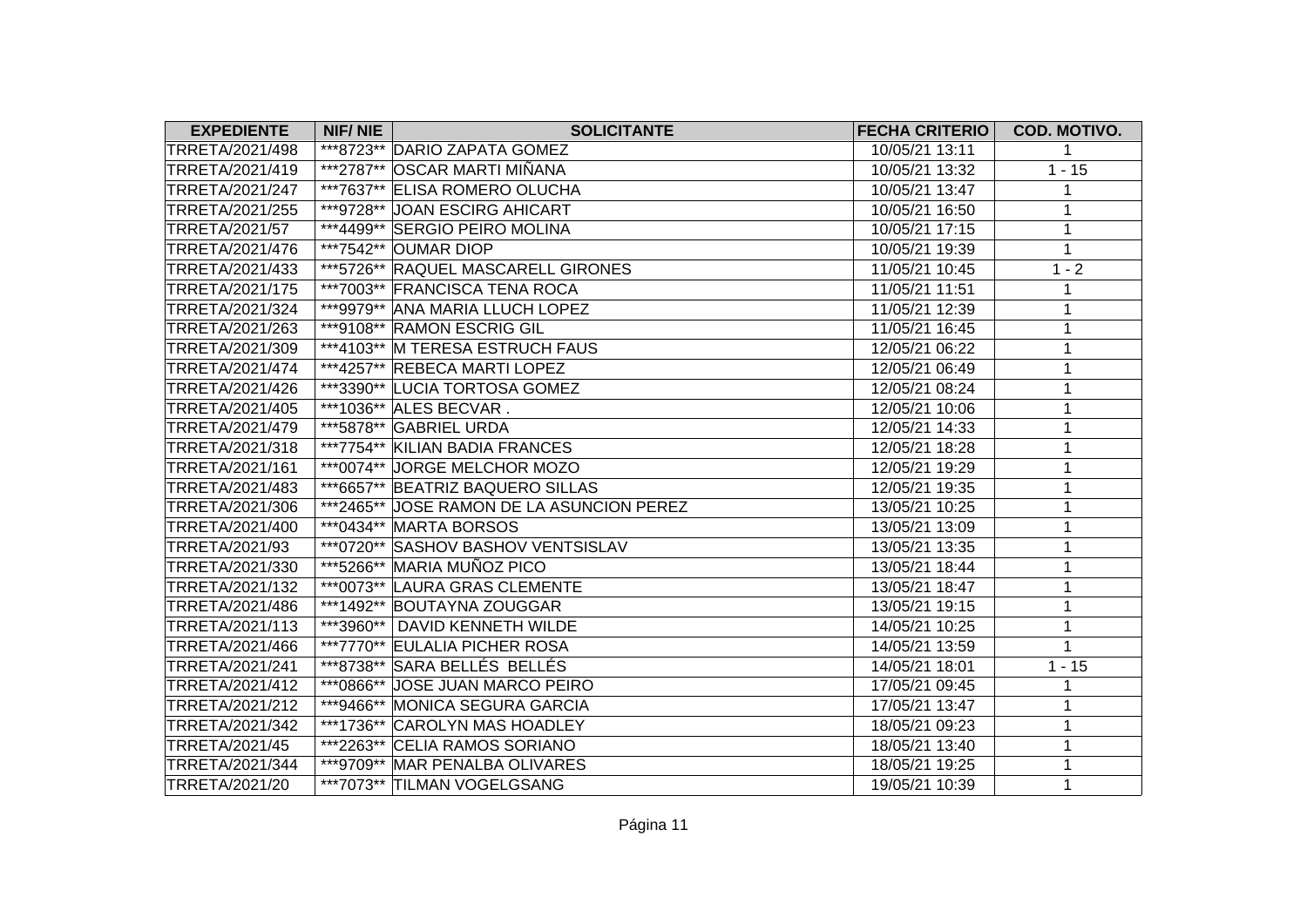| EXPEDIENTE | NIF/ NIE | SOLICITANTE | FECHA CRITERIO | COD. MOTIVO. |
|---|---|---|---|---|
| TRRETA/2021/498 | ***8723** | DARIO ZAPATA GOMEZ | 10/05/21 13:11 | 1 |
| TRRETA/2021/419 | ***2787** | OSCAR MARTI MIÑANA | 10/05/21 13:32 | 1 - 15 |
| TRRETA/2021/247 | ***7637** | ELISA ROMERO OLUCHA | 10/05/21 13:47 | 1 |
| TRRETA/2021/255 | ***9728** | JOAN ESCIRG AHICART | 10/05/21 16:50 | 1 |
| TRRETA/2021/57 | ***4499** | SERGIO PEIRO MOLINA | 10/05/21 17:15 | 1 |
| TRRETA/2021/476 | ***7542** | OUMAR DIOP | 10/05/21 19:39 | 1 |
| TRRETA/2021/433 | ***5726** | RAQUEL MASCARELL GIRONES | 11/05/21 10:45 | 1 - 2 |
| TRRETA/2021/175 | ***7003** | FRANCISCA TENA ROCA | 11/05/21 11:51 | 1 |
| TRRETA/2021/324 | ***9979** | ANA MARIA LLUCH LOPEZ | 11/05/21 12:39 | 1 |
| TRRETA/2021/263 | ***9108** | RAMON ESCRIG GIL | 11/05/21 16:45 | 1 |
| TRRETA/2021/309 | ***4103** | M TERESA ESTRUCH FAUS | 12/05/21 06:22 | 1 |
| TRRETA/2021/474 | ***4257** | REBECA MARTI LOPEZ | 12/05/21 06:49 | 1 |
| TRRETA/2021/426 | ***3390** | LUCIA TORTOSA GOMEZ | 12/05/21 08:24 | 1 |
| TRRETA/2021/405 | ***1036** | ALES BECVAR . | 12/05/21 10:06 | 1 |
| TRRETA/2021/479 | ***5878** | GABRIEL URDA | 12/05/21 14:33 | 1 |
| TRRETA/2021/318 | ***7754** | KILIAN BADIA FRANCES | 12/05/21 18:28 | 1 |
| TRRETA/2021/161 | ***0074** | JORGE MELCHOR MOZO | 12/05/21 19:29 | 1 |
| TRRETA/2021/483 | ***6657** | BEATRIZ BAQUERO SILLAS | 12/05/21 19:35 | 1 |
| TRRETA/2021/306 | ***2465** | JOSE RAMON DE LA ASUNCION PEREZ | 13/05/21 10:25 | 1 |
| TRRETA/2021/400 | ***0434** | MARTA BORSOS | 13/05/21 13:09 | 1 |
| TRRETA/2021/93 | ***0720** | SASHOV BASHOV VENTSISLAV | 13/05/21 13:35 | 1 |
| TRRETA/2021/330 | ***5266** | MARIA MUÑOZ PICO | 13/05/21 18:44 | 1 |
| TRRETA/2021/132 | ***0073** | LAURA GRAS CLEMENTE | 13/05/21 18:47 | 1 |
| TRRETA/2021/486 | ***1492** | BOUTAYNA ZOUGGAR | 13/05/21 19:15 | 1 |
| TRRETA/2021/113 | ***3960** | DAVID KENNETH WILDE | 14/05/21 10:25 | 1 |
| TRRETA/2021/466 | ***7770** | EULALIA PICHER ROSA | 14/05/21 13:59 | 1 |
| TRRETA/2021/241 | ***8738** | SARA BELLÉS BELLÉS | 14/05/21 18:01 | 1 - 15 |
| TRRETA/2021/412 | ***0866** | JOSE JUAN MARCO PEIRO | 17/05/21 09:45 | 1 |
| TRRETA/2021/212 | ***9466** | MONICA SEGURA GARCIA | 17/05/21 13:47 | 1 |
| TRRETA/2021/342 | ***1736** | CAROLYN MAS HOADLEY | 18/05/21 09:23 | 1 |
| TRRETA/2021/45 | ***2263** | CELIA RAMOS SORIANO | 18/05/21 13:40 | 1 |
| TRRETA/2021/344 | ***9709** | MAR PENALBA OLIVARES | 18/05/21 19:25 | 1 |
| TRRETA/2021/20 | ***7073** | TILMAN VOGELGSANG | 19/05/21 10:39 | 1 |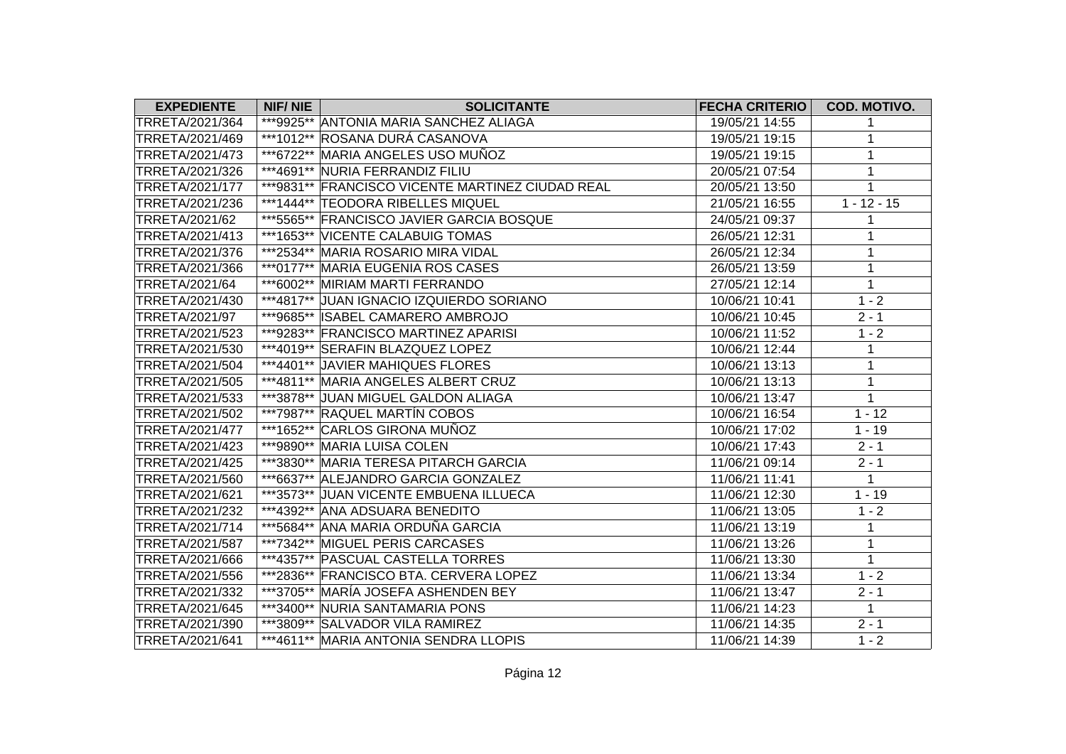| EXPEDIENTE | NIF/ NIE | SOLICITANTE | FECHA CRITERIO | COD. MOTIVO. |
|---|---|---|---|---|
| TRRETA/2021/364 | ***9925** | ANTONIA MARIA SANCHEZ ALIAGA | 19/05/21 14:55 | 1 |
| TRRETA/2021/469 | ***1012** | ROSANA DURÁ CASANOVA | 19/05/21 19:15 | 1 |
| TRRETA/2021/473 | ***6722** | MARIA ANGELES USO MUÑOZ | 19/05/21 19:15 | 1 |
| TRRETA/2021/326 | ***4691** | NURIA FERRANDIZ FILIU | 20/05/21 07:54 | 1 |
| TRRETA/2021/177 | ***9831** | FRANCISCO VICENTE MARTINEZ CIUDAD REAL | 20/05/21 13:50 | 1 |
| TRRETA/2021/236 | ***1444** | TEODORA RIBELLES MIQUEL | 21/05/21 16:55 | 1 - 12 - 15 |
| TRRETA/2021/62 | ***5565** | FRANCISCO JAVIER GARCIA BOSQUE | 24/05/21 09:37 | 1 |
| TRRETA/2021/413 | ***1653** | VICENTE CALABUIG TOMAS | 26/05/21 12:31 | 1 |
| TRRETA/2021/376 | ***2534** | MARIA ROSARIO MIRA VIDAL | 26/05/21 12:34 | 1 |
| TRRETA/2021/366 | ***0177** | MARIA EUGENIA ROS CASES | 26/05/21 13:59 | 1 |
| TRRETA/2021/64 | ***6002** | MIRIAM MARTI FERRANDO | 27/05/21 12:14 | 1 |
| TRRETA/2021/430 | ***4817** | JUAN IGNACIO IZQUIERDO SORIANO | 10/06/21 10:41 | 1 - 2 |
| TRRETA/2021/97 | ***9685** | ISABEL CAMARERO AMBROJO | 10/06/21 10:45 | 2 - 1 |
| TRRETA/2021/523 | ***9283** | FRANCISCO MARTINEZ APARISI | 10/06/21 11:52 | 1 - 2 |
| TRRETA/2021/530 | ***4019** | SERAFIN BLAZQUEZ LOPEZ | 10/06/21 12:44 | 1 |
| TRRETA/2021/504 | ***4401** | JAVIER MAHIQUES FLORES | 10/06/21 13:13 | 1 |
| TRRETA/2021/505 | ***4811** | MARIA ANGELES ALBERT CRUZ | 10/06/21 13:13 | 1 |
| TRRETA/2021/533 | ***3878** | JUAN MIGUEL GALDON ALIAGA | 10/06/21 13:47 | 1 |
| TRRETA/2021/502 | ***7987** | RAQUEL MARTÍN COBOS | 10/06/21 16:54 | 1 - 12 |
| TRRETA/2021/477 | ***1652** | CARLOS GIRONA MUÑOZ | 10/06/21 17:02 | 1 - 19 |
| TRRETA/2021/423 | ***9890** | MARIA LUISA COLEN | 10/06/21 17:43 | 2 - 1 |
| TRRETA/2021/425 | ***3830** | MARIA TERESA PITARCH GARCIA | 11/06/21 09:14 | 2 - 1 |
| TRRETA/2021/560 | ***6637** | ALEJANDRO GARCIA GONZALEZ | 11/06/21 11:41 | 1 |
| TRRETA/2021/621 | ***3573** | JUAN VICENTE EMBUENA ILLUECA | 11/06/21 12:30 | 1 - 19 |
| TRRETA/2021/232 | ***4392** | ANA ADSUARA BENEDITO | 11/06/21 13:05 | 1 - 2 |
| TRRETA/2021/714 | ***5684** | ANA MARIA ORDUÑA GARCIA | 11/06/21 13:19 | 1 |
| TRRETA/2021/587 | ***7342** | MIGUEL PERIS CARCASES | 11/06/21 13:26 | 1 |
| TRRETA/2021/666 | ***4357** | PASCUAL CASTELLA TORRES | 11/06/21 13:30 | 1 |
| TRRETA/2021/556 | ***2836** | FRANCISCO BTA. CERVERA LOPEZ | 11/06/21 13:34 | 1 - 2 |
| TRRETA/2021/332 | ***3705** | MARÍA JOSEFA ASHENDEN BEY | 11/06/21 13:47 | 2 - 1 |
| TRRETA/2021/645 | ***3400** | NURIA SANTAMARIA PONS | 11/06/21 14:23 | 1 |
| TRRETA/2021/390 | ***3809** | SALVADOR VILA RAMIREZ | 11/06/21 14:35 | 2 - 1 |
| TRRETA/2021/641 | ***4611** | MARIA ANTONIA SENDRA LLOPIS | 11/06/21 14:39 | 1 - 2 |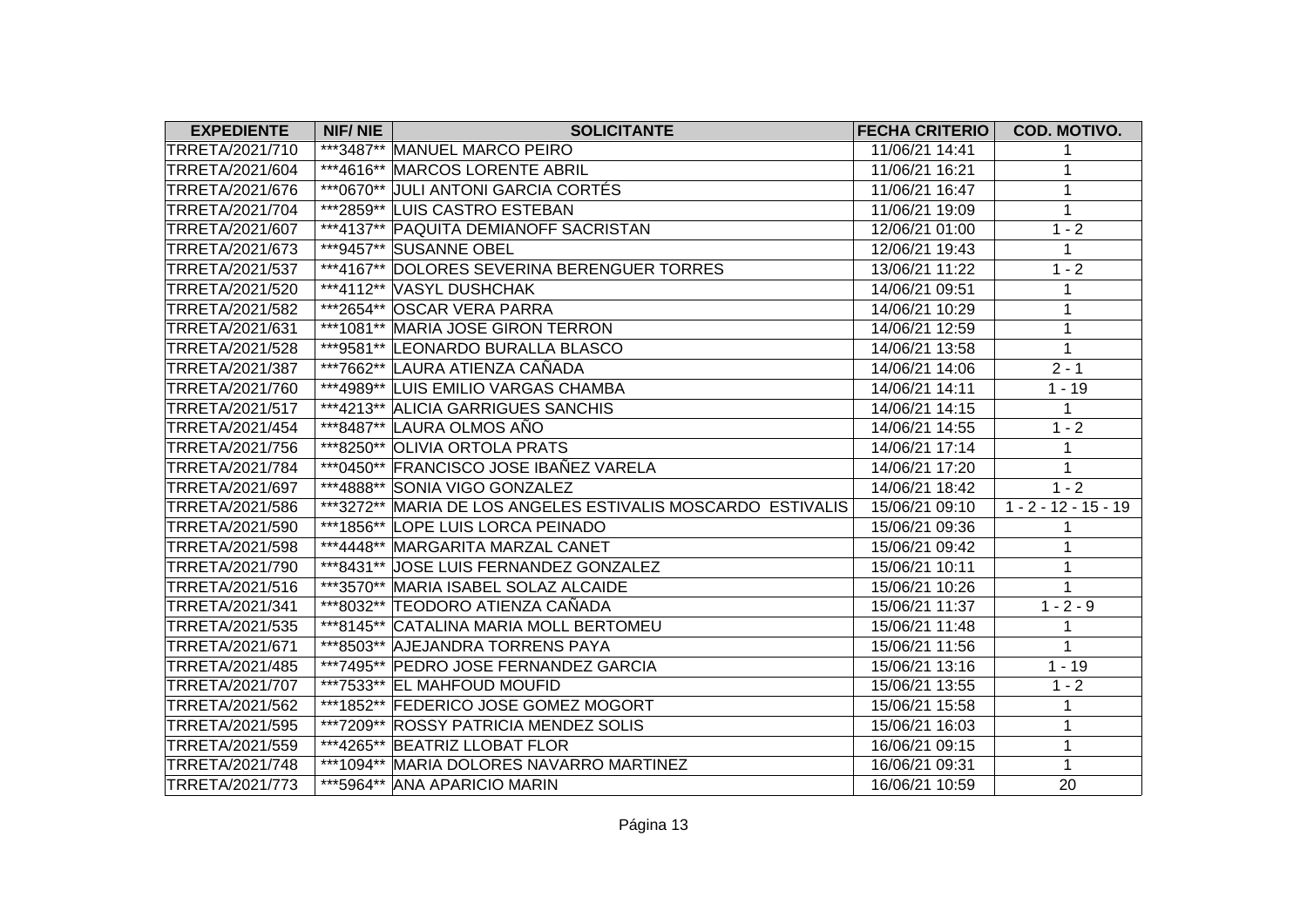| EXPEDIENTE | NIF/ NIE | SOLICITANTE | FECHA CRITERIO | COD. MOTIVO. |
|---|---|---|---|---|
| TRRETA/2021/710 | ***3487** | MANUEL MARCO PEIRO | 11/06/21 14:41 | 1 |
| TRRETA/2021/604 | ***4616** | MARCOS LORENTE ABRIL | 11/06/21 16:21 | 1 |
| TRRETA/2021/676 | ***0670** | JULI ANTONI GARCIA CORTÉS | 11/06/21 16:47 | 1 |
| TRRETA/2021/704 | ***2859** | LUIS CASTRO ESTEBAN | 11/06/21 19:09 | 1 |
| TRRETA/2021/607 | ***4137** | PAQUITA DEMIANOFF SACRISTAN | 12/06/21 01:00 | 1 - 2 |
| TRRETA/2021/673 | ***9457** | SUSANNE OBEL | 12/06/21 19:43 | 1 |
| TRRETA/2021/537 | ***4167** | DOLORES SEVERINA BERENGUER TORRES | 13/06/21 11:22 | 1 - 2 |
| TRRETA/2021/520 | ***4112** | VASYL DUSHCHAK | 14/06/21 09:51 | 1 |
| TRRETA/2021/582 | ***2654** | OSCAR VERA PARRA | 14/06/21 10:29 | 1 |
| TRRETA/2021/631 | ***1081** | MARIA JOSE GIRON TERRON | 14/06/21 12:59 | 1 |
| TRRETA/2021/528 | ***9581** | LEONARDO BURALLA BLASCO | 14/06/21 13:58 | 1 |
| TRRETA/2021/387 | ***7662** | LAURA ATIENZA CAÑADA | 14/06/21 14:06 | 2 - 1 |
| TRRETA/2021/760 | ***4989** | LUIS EMILIO VARGAS CHAMBA | 14/06/21 14:11 | 1 - 19 |
| TRRETA/2021/517 | ***4213** | ALICIA GARRIGUES SANCHIS | 14/06/21 14:15 | 1 |
| TRRETA/2021/454 | ***8487** | LAURA OLMOS AÑO | 14/06/21 14:55 | 1 - 2 |
| TRRETA/2021/756 | ***8250** | OLIVIA ORTOLA PRATS | 14/06/21 17:14 | 1 |
| TRRETA/2021/784 | ***0450** | FRANCISCO JOSE IBAÑEZ VARELA | 14/06/21 17:20 | 1 |
| TRRETA/2021/697 | ***4888** | SONIA VIGO GONZALEZ | 14/06/21 18:42 | 1 - 2 |
| TRRETA/2021/586 | ***3272** | MARIA DE LOS ANGELES ESTIVALIS MOSCARDO ESTIVALIS | 15/06/21 09:10 | 1 - 2 - 12 - 15 - 19 |
| TRRETA/2021/590 | ***1856** | LOPE LUIS LORCA PEINADO | 15/06/21 09:36 | 1 |
| TRRETA/2021/598 | ***4448** | MARGARITA MARZAL CANET | 15/06/21 09:42 | 1 |
| TRRETA/2021/790 | ***8431** | JOSE LUIS FERNANDEZ GONZALEZ | 15/06/21 10:11 | 1 |
| TRRETA/2021/516 | ***3570** | MARIA ISABEL SOLAZ ALCAIDE | 15/06/21 10:26 | 1 |
| TRRETA/2021/341 | ***8032** | TEODORO ATIENZA CAÑADA | 15/06/21 11:37 | 1 - 2 - 9 |
| TRRETA/2021/535 | ***8145** | CATALINA MARIA MOLL BERTOMEU | 15/06/21 11:48 | 1 |
| TRRETA/2021/671 | ***8503** | AJEJANDRA TORRENS PAYA | 15/06/21 11:56 | 1 |
| TRRETA/2021/485 | ***7495** | PEDRO JOSE FERNANDEZ GARCIA | 15/06/21 13:16 | 1 - 19 |
| TRRETA/2021/707 | ***7533** | EL MAHFOUD MOUFID | 15/06/21 13:55 | 1 - 2 |
| TRRETA/2021/562 | ***1852** | FEDERICO JOSE GOMEZ MOGORT | 15/06/21 15:58 | 1 |
| TRRETA/2021/595 | ***7209** | ROSSY PATRICIA MENDEZ SOLIS | 15/06/21 16:03 | 1 |
| TRRETA/2021/559 | ***4265** | BEATRIZ LLOBAT FLOR | 16/06/21 09:15 | 1 |
| TRRETA/2021/748 | ***1094** | MARIA DOLORES NAVARRO MARTINEZ | 16/06/21 09:31 | 1 |
| TRRETA/2021/773 | ***5964** | ANA APARICIO MARIN | 16/06/21 10:59 | 20 |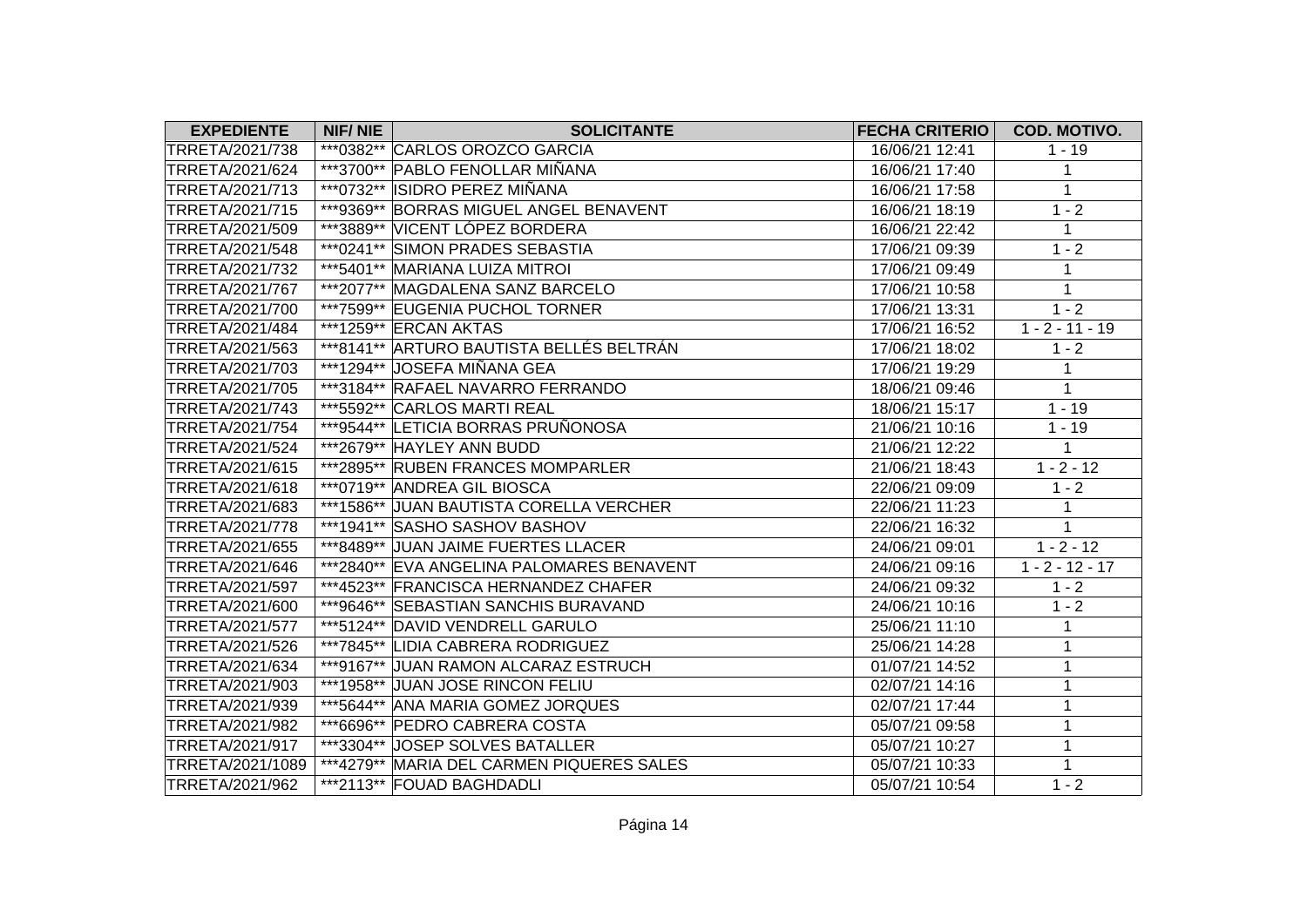| EXPEDIENTE | NIF/ NIE | SOLICITANTE | FECHA CRITERIO | COD. MOTIVO. |
|---|---|---|---|---|
| TRRETA/2021/738 | ***0382** | CARLOS OROZCO GARCIA | 16/06/21 12:41 | 1 - 19 |
| TRRETA/2021/624 | ***3700** | PABLO FENOLLAR MIÑANA | 16/06/21 17:40 | 1 |
| TRRETA/2021/713 | ***0732** | ISIDRO PEREZ MIÑANA | 16/06/21 17:58 | 1 |
| TRRETA/2021/715 | ***9369** | BORRAS MIGUEL ANGEL BENAVENT | 16/06/21 18:19 | 1 - 2 |
| TRRETA/2021/509 | ***3889** | VICENT LÓPEZ BORDERA | 16/06/21 22:42 | 1 |
| TRRETA/2021/548 | ***0241** | SIMON PRADES SEBASTIA | 17/06/21 09:39 | 1 - 2 |
| TRRETA/2021/732 | ***5401** | MARIANA LUIZA MITROI | 17/06/21 09:49 | 1 |
| TRRETA/2021/767 | ***2077** | MAGDALENA SANZ BARCELO | 17/06/21 10:58 | 1 |
| TRRETA/2021/700 | ***7599** | EUGENIA PUCHOL TORNER | 17/06/21 13:31 | 1 - 2 |
| TRRETA/2021/484 | ***1259** | ERCAN AKTAS | 17/06/21 16:52 | 1 - 2 - 11 - 19 |
| TRRETA/2021/563 | ***8141** | ARTURO BAUTISTA BELLÉS BELTRÁN | 17/06/21 18:02 | 1 - 2 |
| TRRETA/2021/703 | ***1294** | JOSEFA MIÑANA GEA | 17/06/21 19:29 | 1 |
| TRRETA/2021/705 | ***3184** | RAFAEL NAVARRO FERRANDO | 18/06/21 09:46 | 1 |
| TRRETA/2021/743 | ***5592** | CARLOS MARTI REAL | 18/06/21 15:17 | 1 - 19 |
| TRRETA/2021/754 | ***9544** | LETICIA BORRAS PRUÑONOSA | 21/06/21 10:16 | 1 - 19 |
| TRRETA/2021/524 | ***2679** | HAYLEY ANN BUDD | 21/06/21 12:22 | 1 |
| TRRETA/2021/615 | ***2895** | RUBEN FRANCES MOMPARLER | 21/06/21 18:43 | 1 - 2 - 12 |
| TRRETA/2021/618 | ***0719** | ANDREA GIL BIOSCA | 22/06/21 09:09 | 1 - 2 |
| TRRETA/2021/683 | ***1586** | JUAN BAUTISTA CORELLA VERCHER | 22/06/21 11:23 | 1 |
| TRRETA/2021/778 | ***1941** | SASHO SASHOV BASHOV | 22/06/21 16:32 | 1 |
| TRRETA/2021/655 | ***8489** | JUAN JAIME FUERTES LLACER | 24/06/21 09:01 | 1 - 2 - 12 |
| TRRETA/2021/646 | ***2840** | EVA ANGELINA PALOMARES BENAVENT | 24/06/21 09:16 | 1 - 2 - 12 - 17 |
| TRRETA/2021/597 | ***4523** | FRANCISCA HERNANDEZ CHAFER | 24/06/21 09:32 | 1 - 2 |
| TRRETA/2021/600 | ***9646** | SEBASTIAN SANCHIS BURAVAND | 24/06/21 10:16 | 1 - 2 |
| TRRETA/2021/577 | ***5124** | DAVID VENDRELL GARULO | 25/06/21 11:10 | 1 |
| TRRETA/2021/526 | ***7845** | LIDIA CABRERA RODRIGUEZ | 25/06/21 14:28 | 1 |
| TRRETA/2021/634 | ***9167** | JUAN RAMON ALCARAZ ESTRUCH | 01/07/21 14:52 | 1 |
| TRRETA/2021/903 | ***1958** | JUAN JOSE RINCON FELIU | 02/07/21 14:16 | 1 |
| TRRETA/2021/939 | ***5644** | ANA MARIA GOMEZ JORQUES | 02/07/21 17:44 | 1 |
| TRRETA/2021/982 | ***6696** | PEDRO CABRERA COSTA | 05/07/21 09:58 | 1 |
| TRRETA/2021/917 | ***3304** | JOSEP SOLVES BATALLER | 05/07/21 10:27 | 1 |
| TRRETA/2021/1089 | ***4279** | MARIA DEL CARMEN PIQUERES SALES | 05/07/21 10:33 | 1 |
| TRRETA/2021/962 | ***2113** | FOUAD BAGHDADLI | 05/07/21 10:54 | 1 - 2 |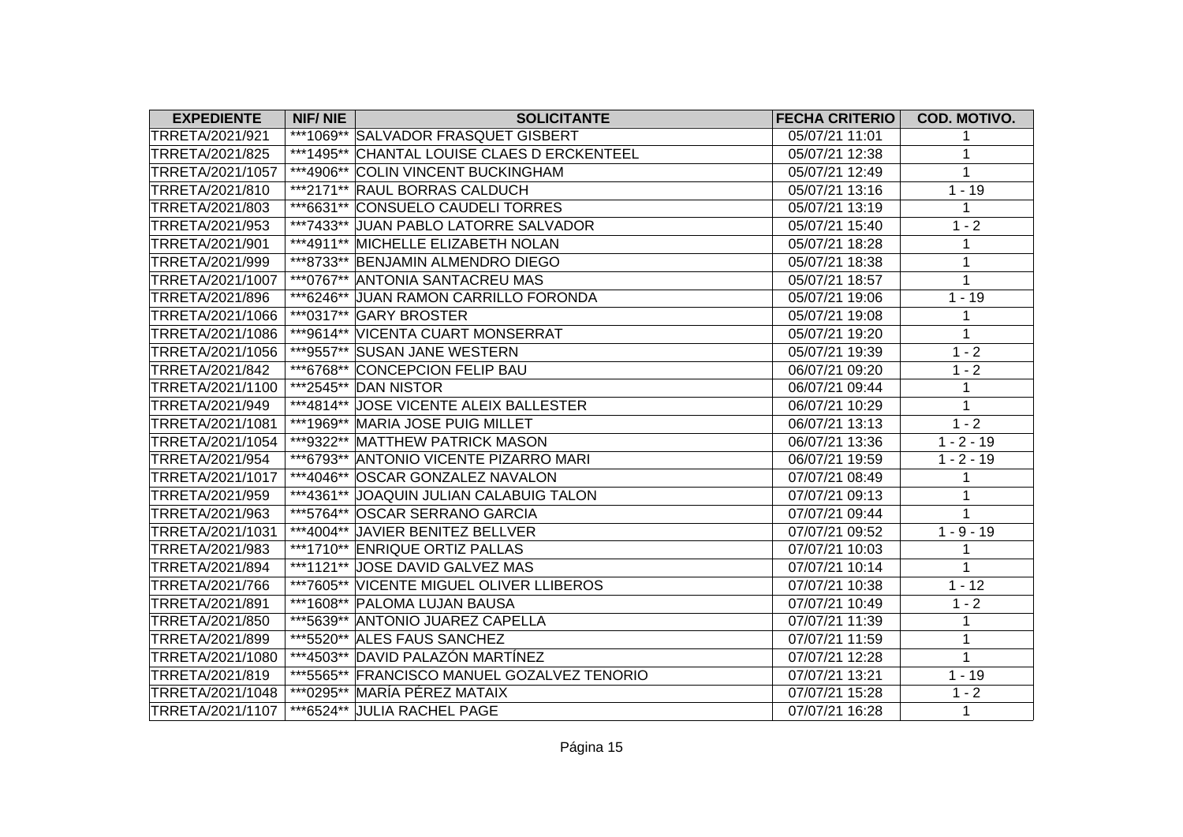| EXPEDIENTE | NIF/ NIE | SOLICITANTE | FECHA CRITERIO | COD. MOTIVO. |
|---|---|---|---|---|
| TRRETA/2021/921 | ***1069** | SALVADOR FRASQUET GISBERT | 05/07/21 11:01 | 1 |
| TRRETA/2021/825 | ***1495** | CHANTAL LOUISE CLAES D ERCKENTEEL | 05/07/21 12:38 | 1 |
| TRRETA/2021/1057 | ***4906** | COLIN VINCENT BUCKINGHAM | 05/07/21 12:49 | 1 |
| TRRETA/2021/810 | ***2171** | RAUL BORRAS CALDUCH | 05/07/21 13:16 | 1 - 19 |
| TRRETA/2021/803 | ***6631** | CONSUELO CAUDELI TORRES | 05/07/21 13:19 | 1 |
| TRRETA/2021/953 | ***7433** | JUAN PABLO LATORRE SALVADOR | 05/07/21 15:40 | 1 - 2 |
| TRRETA/2021/901 | ***4911** | MICHELLE ELIZABETH NOLAN | 05/07/21 18:28 | 1 |
| TRRETA/2021/999 | ***8733** | BENJAMIN ALMENDRO DIEGO | 05/07/21 18:38 | 1 |
| TRRETA/2021/1007 | ***0767** | ANTONIA SANTACREU MAS | 05/07/21 18:57 | 1 |
| TRRETA/2021/896 | ***6246** | JUAN RAMON CARRILLO FORONDA | 05/07/21 19:06 | 1 - 19 |
| TRRETA/2021/1066 | ***0317** | GARY BROSTER | 05/07/21 19:08 | 1 |
| TRRETA/2021/1086 | ***9614** | VICENTA CUART MONSERRAT | 05/07/21 19:20 | 1 |
| TRRETA/2021/1056 | ***9557** | SUSAN JANE WESTERN | 05/07/21 19:39 | 1 - 2 |
| TRRETA/2021/842 | ***6768** | CONCEPCION FELIP BAU | 06/07/21 09:20 | 1 - 2 |
| TRRETA/2021/1100 | ***2545** | DAN NISTOR | 06/07/21 09:44 | 1 |
| TRRETA/2021/949 | ***4814** | JOSE VICENTE ALEIX BALLESTER | 06/07/21 10:29 | 1 |
| TRRETA/2021/1081 | ***1969** | MARIA JOSE PUIG MILLET | 06/07/21 13:13 | 1 - 2 |
| TRRETA/2021/1054 | ***9322** | MATTHEW PATRICK MASON | 06/07/21 13:36 | 1 - 2 - 19 |
| TRRETA/2021/954 | ***6793** | ANTONIO VICENTE PIZARRO MARI | 06/07/21 19:59 | 1 - 2 - 19 |
| TRRETA/2021/1017 | ***4046** | OSCAR GONZALEZ NAVALON | 07/07/21 08:49 | 1 |
| TRRETA/2021/959 | ***4361** | JOAQUIN JULIAN CALABUIG TALON | 07/07/21 09:13 | 1 |
| TRRETA/2021/963 | ***5764** | OSCAR SERRANO GARCIA | 07/07/21 09:44 | 1 |
| TRRETA/2021/1031 | ***4004** | JAVIER BENITEZ BELLVER | 07/07/21 09:52 | 1 - 9 - 19 |
| TRRETA/2021/983 | ***1710** | ENRIQUE ORTIZ PALLAS | 07/07/21 10:03 | 1 |
| TRRETA/2021/894 | ***1121** | JOSE DAVID GALVEZ MAS | 07/07/21 10:14 | 1 |
| TRRETA/2021/766 | ***7605** | VICENTE MIGUEL OLIVER LLIBEROS | 07/07/21 10:38 | 1 - 12 |
| TRRETA/2021/891 | ***1608** | PALOMA LUJAN BAUSA | 07/07/21 10:49 | 1 - 2 |
| TRRETA/2021/850 | ***5639** | ANTONIO JUAREZ CAPELLA | 07/07/21 11:39 | 1 |
| TRRETA/2021/899 | ***5520** | ALES FAUS SANCHEZ | 07/07/21 11:59 | 1 |
| TRRETA/2021/1080 | ***4503** | DAVID PALAZÓN MARTÍNEZ | 07/07/21 12:28 | 1 |
| TRRETA/2021/819 | ***5565** | FRANCISCO MANUEL GOZALVEZ TENORIO | 07/07/21 13:21 | 1 - 19 |
| TRRETA/2021/1048 | ***0295** | MARÍA PÉREZ MATAIX | 07/07/21 15:28 | 1 - 2 |
| TRRETA/2021/1107 | ***6524** | JULIA RACHEL PAGE | 07/07/21 16:28 | 1 |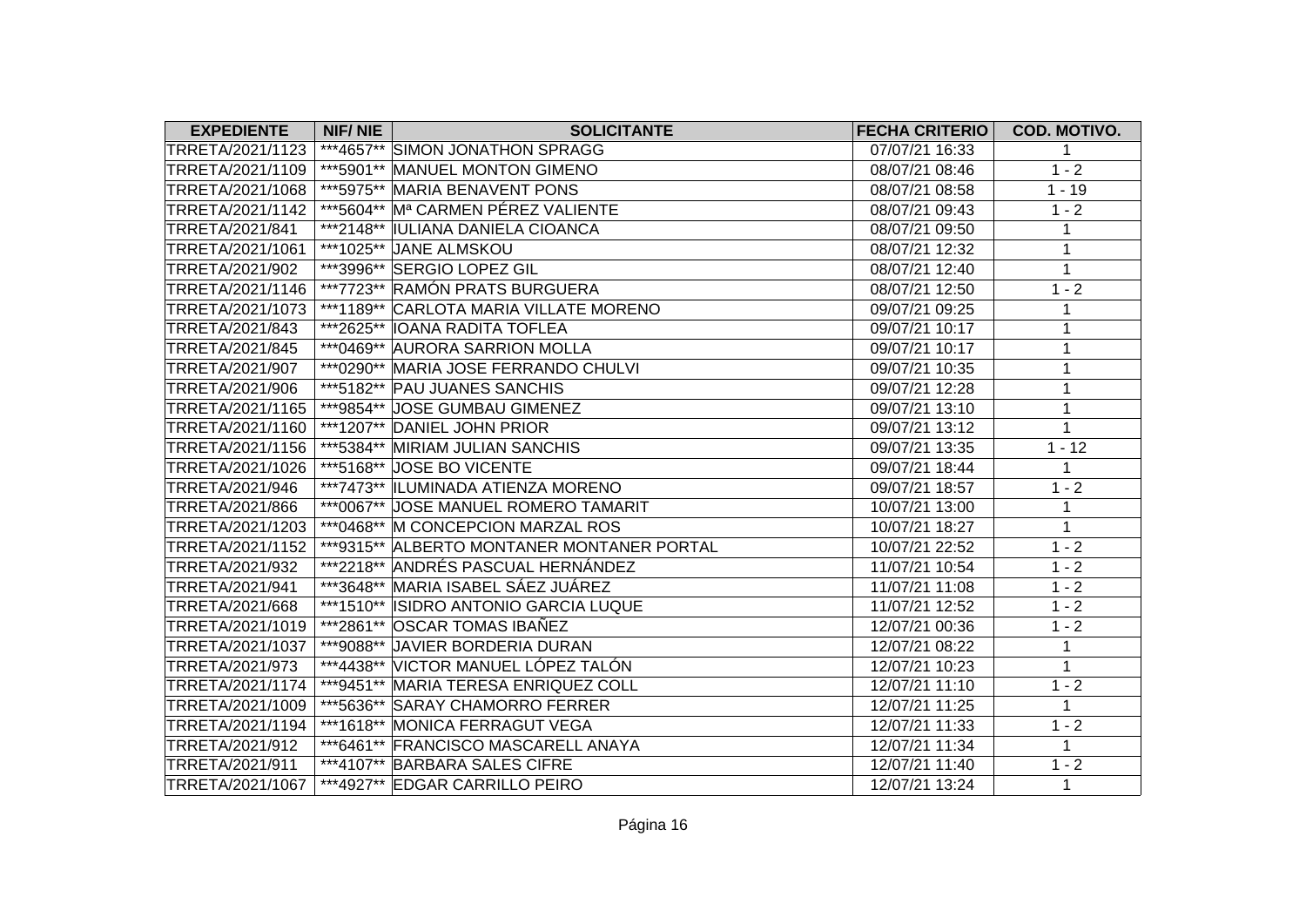| EXPEDIENTE | NIF/ NIE | SOLICITANTE | FECHA CRITERIO | COD. MOTIVO. |
|---|---|---|---|---|
| TRRETA/2021/1123 | ***4657** | SIMON JONATHON SPRAGG | 07/07/21 16:33 | 1 |
| TRRETA/2021/1109 | ***5901** | MANUEL MONTON GIMENO | 08/07/21 08:46 | 1 - 2 |
| TRRETA/2021/1068 | ***5975** | MARIA BENAVENT PONS | 08/07/21 08:58 | 1 - 19 |
| TRRETA/2021/1142 | ***5604** | Mª CARMEN PÉREZ VALIENTE | 08/07/21 09:43 | 1 - 2 |
| TRRETA/2021/841 | ***2148** | IULIANA DANIELA CIOANCA | 08/07/21 09:50 | 1 |
| TRRETA/2021/1061 | ***1025** | JANE ALMSKOU | 08/07/21 12:32 | 1 |
| TRRETA/2021/902 | ***3996** | SERGIO LOPEZ GIL | 08/07/21 12:40 | 1 |
| TRRETA/2021/1146 | ***7723** | RAMÓN PRATS BURGUERA | 08/07/21 12:50 | 1 - 2 |
| TRRETA/2021/1073 | ***1189** | CARLOTA MARIA VILLATE MORENO | 09/07/21 09:25 | 1 |
| TRRETA/2021/843 | ***2625** | IOANA RADITA TOFLEA | 09/07/21 10:17 | 1 |
| TRRETA/2021/845 | ***0469** | AURORA SARRION MOLLA | 09/07/21 10:17 | 1 |
| TRRETA/2021/907 | ***0290** | MARIA JOSE FERRANDO CHULVI | 09/07/21 10:35 | 1 |
| TRRETA/2021/906 | ***5182** | PAU JUANES SANCHIS | 09/07/21 12:28 | 1 |
| TRRETA/2021/1165 | ***9854** | JOSE GUMBAU GIMENEZ | 09/07/21 13:10 | 1 |
| TRRETA/2021/1160 | ***1207** | DANIEL JOHN PRIOR | 09/07/21 13:12 | 1 |
| TRRETA/2021/1156 | ***5384** | MIRIAM JULIAN SANCHIS | 09/07/21 13:35 | 1 - 12 |
| TRRETA/2021/1026 | ***5168** | JOSE BO VICENTE | 09/07/21 18:44 | 1 |
| TRRETA/2021/946 | ***7473** | ILUMINADA ATIENZA MORENO | 09/07/21 18:57 | 1 - 2 |
| TRRETA/2021/866 | ***0067** | JOSE MANUEL ROMERO TAMARIT | 10/07/21 13:00 | 1 |
| TRRETA/2021/1203 | ***0468** | M CONCEPCION MARZAL ROS | 10/07/21 18:27 | 1 |
| TRRETA/2021/1152 | ***9315** | ALBERTO MONTANER MONTANER PORTAL | 10/07/21 22:52 | 1 - 2 |
| TRRETA/2021/932 | ***2218** | ANDRÉS PASCUAL HERNÁNDEZ | 11/07/21 10:54 | 1 - 2 |
| TRRETA/2021/941 | ***3648** | MARIA ISABEL SÁEZ JUÁREZ | 11/07/21 11:08 | 1 - 2 |
| TRRETA/2021/668 | ***1510** | ISIDRO ANTONIO GARCIA LUQUE | 11/07/21 12:52 | 1 - 2 |
| TRRETA/2021/1019 | ***2861** | OSCAR TOMAS IBAÑEZ | 12/07/21 00:36 | 1 - 2 |
| TRRETA/2021/1037 | ***9088** | JAVIER BORDERIA DURAN | 12/07/21 08:22 | 1 |
| TRRETA/2021/973 | ***4438** | VICTOR MANUEL LÓPEZ TALÓN | 12/07/21 10:23 | 1 |
| TRRETA/2021/1174 | ***9451** | MARIA TERESA ENRIQUEZ COLL | 12/07/21 11:10 | 1 - 2 |
| TRRETA/2021/1009 | ***5636** | SARAY CHAMORRO FERRER | 12/07/21 11:25 | 1 |
| TRRETA/2021/1194 | ***1618** | MONICA FERRAGUT VEGA | 12/07/21 11:33 | 1 - 2 |
| TRRETA/2021/912 | ***6461** | FRANCISCO MASCARELL ANAYA | 12/07/21 11:34 | 1 |
| TRRETA/2021/911 | ***4107** | BARBARA SALES CIFRE | 12/07/21 11:40 | 1 - 2 |
| TRRETA/2021/1067 | ***4927** | EDGAR CARRILLO PEIRO | 12/07/21 13:24 | 1 |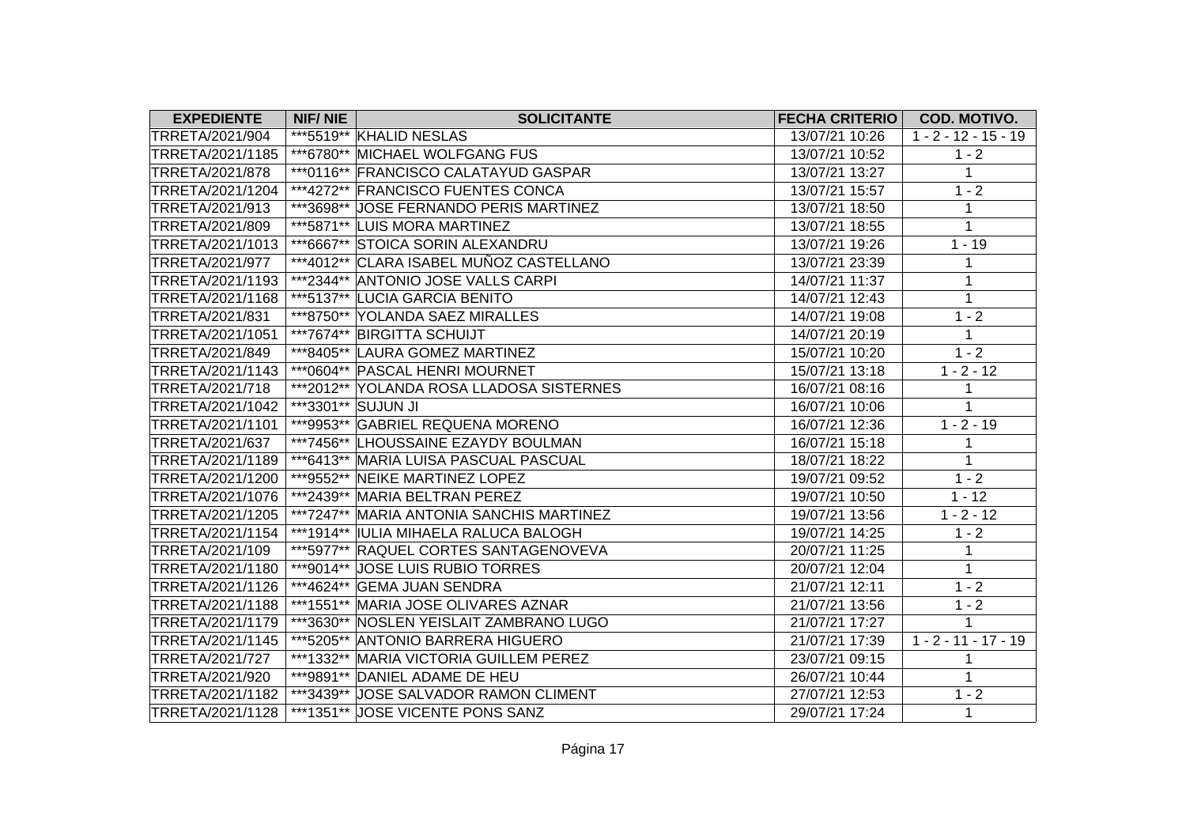| EXPEDIENTE | NIF/ NIE | SOLICITANTE | FECHA CRITERIO | COD. MOTIVO. |
|---|---|---|---|---|
| TRRETA/2021/904 | ***5519** | KHALID NESLAS | 13/07/21 10:26 | 1 - 2 - 12 - 15 - 19 |
| TRRETA/2021/1185 | ***6780** | MICHAEL WOLFGANG FUS | 13/07/21 10:52 | 1 - 2 |
| TRRETA/2021/878 | ***0116** | FRANCISCO CALATAYUD GASPAR | 13/07/21 13:27 | 1 |
| TRRETA/2021/1204 | ***4272** | FRANCISCO FUENTES CONCA | 13/07/21 15:57 | 1 - 2 |
| TRRETA/2021/913 | ***3698** | JOSE FERNANDO PERIS MARTINEZ | 13/07/21 18:50 | 1 |
| TRRETA/2021/809 | ***5871** | LUIS MORA MARTINEZ | 13/07/21 18:55 | 1 |
| TRRETA/2021/1013 | ***6667** | STOICA SORIN ALEXANDRU | 13/07/21 19:26 | 1 - 19 |
| TRRETA/2021/977 | ***4012** | CLARA ISABEL MUÑOZ CASTELLANO | 13/07/21 23:39 | 1 |
| TRRETA/2021/1193 | ***2344** | ANTONIO JOSE VALLS CARPI | 14/07/21 11:37 | 1 |
| TRRETA/2021/1168 | ***5137** | LUCIA GARCIA BENITO | 14/07/21 12:43 | 1 |
| TRRETA/2021/831 | ***8750** | YOLANDA SAEZ MIRALLES | 14/07/21 19:08 | 1 - 2 |
| TRRETA/2021/1051 | ***7674** | BIRGITTA SCHUIJT | 14/07/21 20:19 | 1 |
| TRRETA/2021/849 | ***8405** | LAURA GOMEZ MARTINEZ | 15/07/21 10:20 | 1 - 2 |
| TRRETA/2021/1143 | ***0604** | PASCAL HENRI MOURNET | 15/07/21 13:18 | 1 - 2 - 12 |
| TRRETA/2021/718 | ***2012** | YOLANDA ROSA LLADOSA SISTERNES | 16/07/21 08:16 | 1 |
| TRRETA/2021/1042 | ***3301** | SUJUN JI | 16/07/21 10:06 | 1 |
| TRRETA/2021/1101 | ***9953** | GABRIEL REQUENA MORENO | 16/07/21 12:36 | 1 - 2 - 19 |
| TRRETA/2021/637 | ***7456** | LHOUSSAINE EZAYDY BOULMAN | 16/07/21 15:18 | 1 |
| TRRETA/2021/1189 | ***6413** | MARIA LUISA PASCUAL PASCUAL | 18/07/21 18:22 | 1 |
| TRRETA/2021/1200 | ***9552** | NEIKE MARTINEZ LOPEZ | 19/07/21 09:52 | 1 - 2 |
| TRRETA/2021/1076 | ***2439** | MARIA BELTRAN PEREZ | 19/07/21 10:50 | 1 - 12 |
| TRRETA/2021/1205 | ***7247** | MARIA ANTONIA SANCHIS MARTINEZ | 19/07/21 13:56 | 1 - 2 - 12 |
| TRRETA/2021/1154 | ***1914** | IULIA MIHAELA RALUCA BALOGH | 19/07/21 14:25 | 1 - 2 |
| TRRETA/2021/109 | ***5977** | RAQUEL CORTES SANTAGENOVEVA | 20/07/21 11:25 | 1 |
| TRRETA/2021/1180 | ***9014** | JOSE LUIS RUBIO TORRES | 20/07/21 12:04 | 1 |
| TRRETA/2021/1126 | ***4624** | GEMA JUAN SENDRA | 21/07/21 12:11 | 1 - 2 |
| TRRETA/2021/1188 | ***1551** | MARIA JOSE OLIVARES AZNAR | 21/07/21 13:56 | 1 - 2 |
| TRRETA/2021/1179 | ***3630** | NOSLEN YEISLAIT ZAMBRANO LUGO | 21/07/21 17:27 | 1 |
| TRRETA/2021/1145 | ***5205** | ANTONIO BARRERA HIGUERO | 21/07/21 17:39 | 1 - 2 - 11 - 17 - 19 |
| TRRETA/2021/727 | ***1332** | MARIA VICTORIA GUILLEM PEREZ | 23/07/21 09:15 | 1 |
| TRRETA/2021/920 | ***9891** | DANIEL ADAME DE HEU | 26/07/21 10:44 | 1 |
| TRRETA/2021/1182 | ***3439** | JOSE SALVADOR RAMON CLIMENT | 27/07/21 12:53 | 1 - 2 |
| TRRETA/2021/1128 | ***1351** | JOSE VICENTE PONS SANZ | 29/07/21 17:24 | 1 |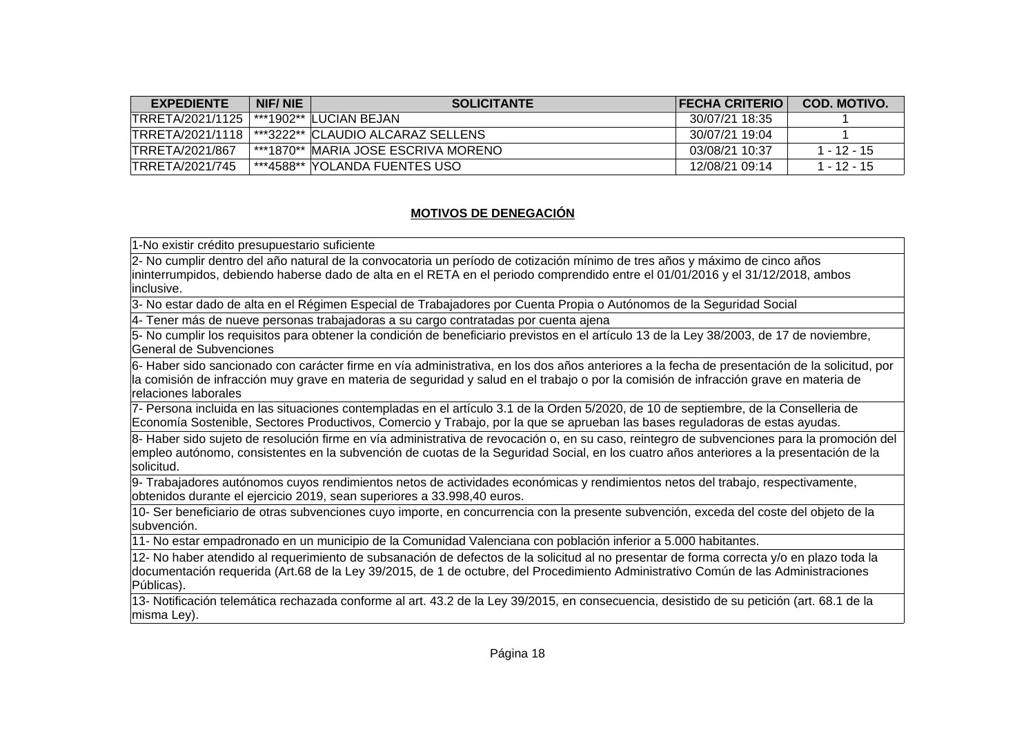| EXPEDIENTE | NIF/ NIE | SOLICITANTE | FECHA CRITERIO | COD. MOTIVO. |
|---|---|---|---|---|
| TRRETA/2021/1125 | ***1902** | LUCIAN BEJAN | 30/07/21 18:35 | 1 |
| TRRETA/2021/1118 | ***3222** | CLAUDIO ALCARAZ SELLENS | 30/07/21 19:04 | 1 |
| TRRETA/2021/867 | ***1870** | MARIA JOSE ESCRIVA MORENO | 03/08/21 10:37 | 1 - 12 - 15 |
| TRRETA/2021/745 | ***4588** | YOLANDA FUENTES USO | 12/08/21 09:14 | 1 - 12 - 15 |

**MOTIVOS DE DENEGACIÓN**

| |
|---|
| 1-No existir crédito presupuestario suficiente |
| 2- No cumplir dentro del año natural de la convocatoria un período de cotización mínimo de tres años y máximo de cinco años ininterrumpidos, debiendo haberse dado de alta en el RETA en el periodo comprendido entre el 01/01/2016 y el 31/12/2018, ambos inclusive. |
| 3- No estar dado de alta en el Régimen Especial de Trabajadores por Cuenta Propia o Autónomos de la Seguridad Social |
| 4- Tener más de nueve personas trabajadoras a su cargo contratadas por cuenta ajena |
| 5- No cumplir los requisitos para obtener la condición de beneficiario previstos en el artículo 13 de la Ley 38/2003, de 17 de noviembre, General de Subvenciones |
| 6- Haber sido sancionado con carácter firme en vía administrativa, en los dos años anteriores a la fecha de presentación de la solicitud, por la comisión de infracción muy grave en materia de seguridad y salud en el trabajo o por la comisión de infracción grave en materia de relaciones laborales |
| 7- Persona incluida en las situaciones contempladas en el artículo 3.1 de la Orden 5/2020, de 10 de septiembre, de la Conselleria de Economía Sostenible, Sectores Productivos, Comercio y Trabajo, por la que se aprueban las bases reguladoras de estas ayudas. |
| 8- Haber sido sujeto de resolución firme en vía administrativa de revocación o, en su caso, reintegro de subvenciones para la promoción del empleo autónomo, consistentes en la subvención de cuotas de la Seguridad Social, en los cuatro años anteriores a la presentación de la solicitud. |
| 9- Trabajadores autónomos cuyos rendimientos netos de actividades económicas y rendimientos netos del trabajo, respectivamente, obtenidos durante el ejercicio 2019, sean superiores a 33.998,40 euros. |
| 10- Ser beneficiario de otras subvenciones cuyo importe, en concurrencia con la presente subvención, exceda del coste del objeto de la subvención. |
| 11- No estar empadronado en un municipio de la Comunidad Valenciana con población inferior a 5.000 habitantes. |
| 12- No haber atendido al requerimiento de subsanación de defectos de la solicitud al no presentar de forma correcta y/o en plazo toda la documentación requerida (Art.68 de la Ley 39/2015, de 1 de octubre, del Procedimiento Administrativo Común de las Administraciones Públicas). |
| 13- Notificación telemática rechazada conforme al art. 43.2 de la Ley 39/2015, en consecuencia, desistido de su petición (art. 68.1 de la misma Ley). |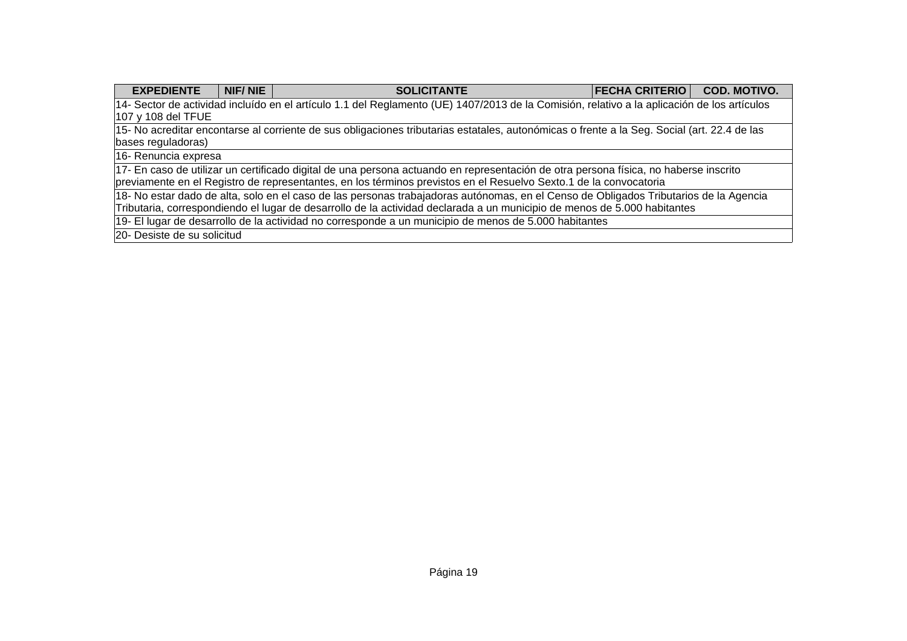| EXPEDIENTE | NIF/ NIE | SOLICITANTE | FECHA CRITERIO | COD. MOTIVO. |
|---|---|---|---|---|
| 14- Sector de actividad incluído en el artículo 1.1 del Reglamento (UE) 1407/2013 de la Comisión, relativo a la aplicación de los artículos 107 y 108 del TFUE | | | | |
| 15- No acreditar encontarse al corriente de sus obligaciones tributarias estatales, autonómicas o frente a la Seg. Social (art. 22.4 de las bases reguladoras) | | | | |
| 16- Renuncia expresa | | | | |
| 17- En caso de utilizar un certificado digital de una persona actuando en representación de otra persona física, no haberse inscrito previamente en el Registro de representantes, en los términos previstos en el Resuelvo Sexto.1 de la convocatoria | | | | |
| 18- No estar dado de alta, solo en el caso de las personas trabajadoras autónomas, en el Censo de Obligados Tributarios de la Agencia Tributaria, correspondiendo el lugar de desarrollo de la actividad declarada a un municipio de menos de 5.000 habitantes | | | | |
| 19- El lugar de desarrollo de la actividad no corresponde a un municipio de menos de 5.000 habitantes | | | | |
| 20- Desiste de su solicitud | | | | |